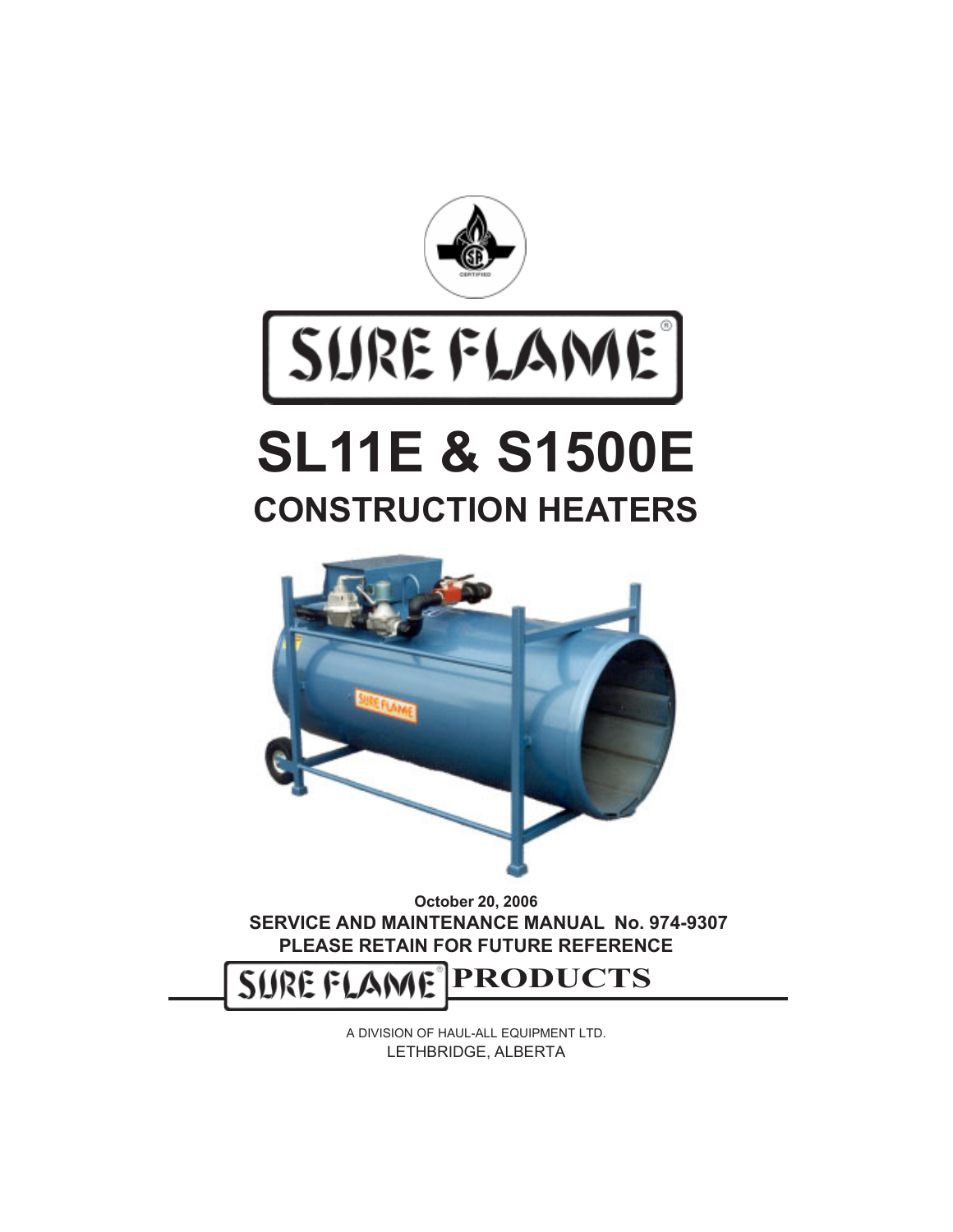# SURE FLAME®

# SL11E & S1500E

## CONSTRUCTION HEATERS

**October 20, 2006**

**SERVICE AND MAINTENANCE MANUAL No. 974-9307**

**PLEASE RETAIN FOR FUTURE REFERENCE**

**SURE FLAME® PRODUCTS**

A DIVISION OF HAUL-ALL EQUIPMENT LTD.

LETHBRIDGE, ALBERTA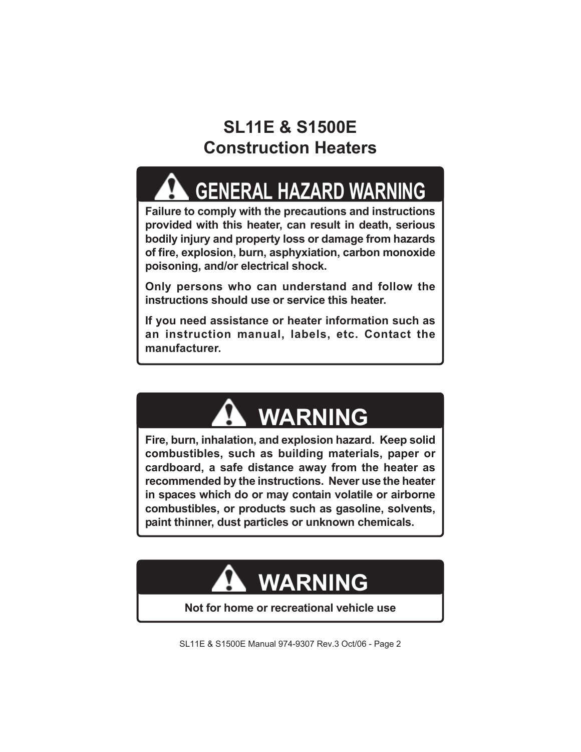# SL11E & S1500E Construction Heaters

## ⚠ GENERAL HAZARD WARNING

**Failure to comply with the precautions and instructions provided with this heater, can result in death, serious bodily injury and property loss or damage from hazards of fire, explosion, burn, asphyxiation, carbon monoxide poisoning, and/or electrical shock.**

**Only persons who can understand and follow the instructions should use or service this heater.**

**If you need assistance or heater information such as an instruction manual, labels, etc. Contact the manufacturer.**

## ⚠ WARNING

**Fire, burn, inhalation, and explosion hazard. Keep solid combustibles, such as building materials, paper or cardboard, a safe distance away from the heater as recommended by the instructions. Never use the heater in spaces which do or may contain volatile or airborne combustibles, or products such as gasoline, solvents, paint thinner, dust particles or unknown chemicals.**

## ⚠ WARNING

**Not for home or recreational vehicle use**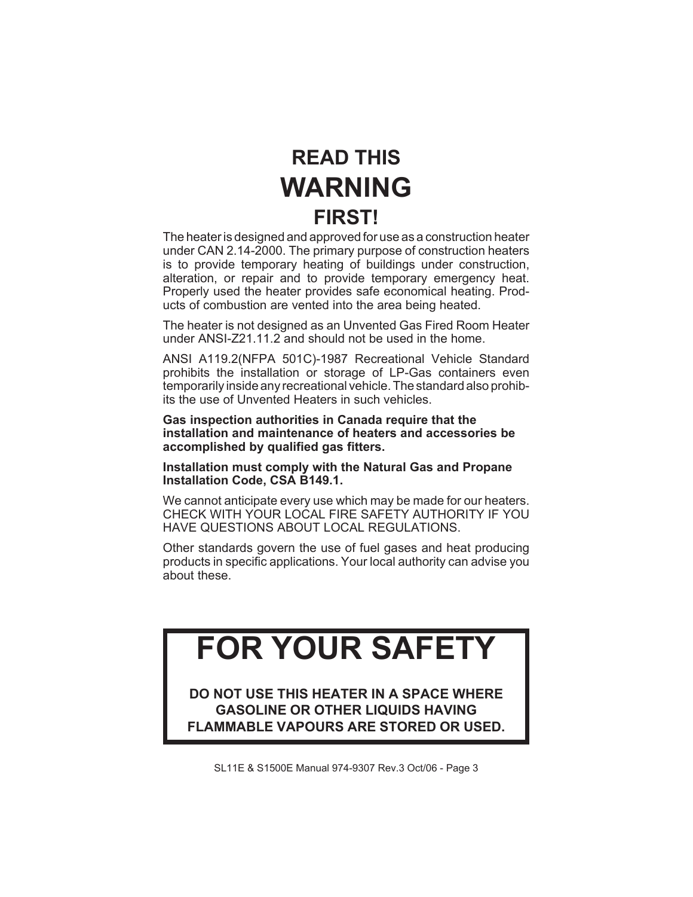# READ THIS
# WARNING
# FIRST!

The heater is designed and approved for use as a construction heater under CAN 2.14-2000. The primary purpose of construction heaters is to provide temporary heating of buildings under construction, alteration, or repair and to provide temporary emergency heat. Properly used the heater provides safe economical heating. Products of combustion are vented into the area being heated.

The heater is not designed as an Unvented Gas Fired Room Heater under ANSI-Z21.11.2 and should not be used in the home.

ANSI A119.2(NFPA 501C)-1987 Recreational Vehicle Standard prohibits the installation or storage of LP-Gas containers even temporarily inside any recreational vehicle. The standard also prohibits the use of Unvented Heaters in such vehicles.

**Gas inspection authorities in Canada require that the installation and maintenance of heaters and accessories be accomplished by qualified gas fitters.**

**Installation must comply with the Natural Gas and Propane Installation Code, CSA B149.1.**

We cannot anticipate every use which may be made for our heaters. CHECK WITH YOUR LOCAL FIRE SAFETY AUTHORITY IF YOU HAVE QUESTIONS ABOUT LOCAL REGULATIONS.

Other standards govern the use of fuel gases and heat producing products in specific applications. Your local authority can advise you about these.

# FOR YOUR SAFETY

**DO NOT USE THIS HEATER IN A SPACE WHERE GASOLINE OR OTHER LIQUIDS HAVING FLAMMABLE VAPOURS ARE STORED OR USED.**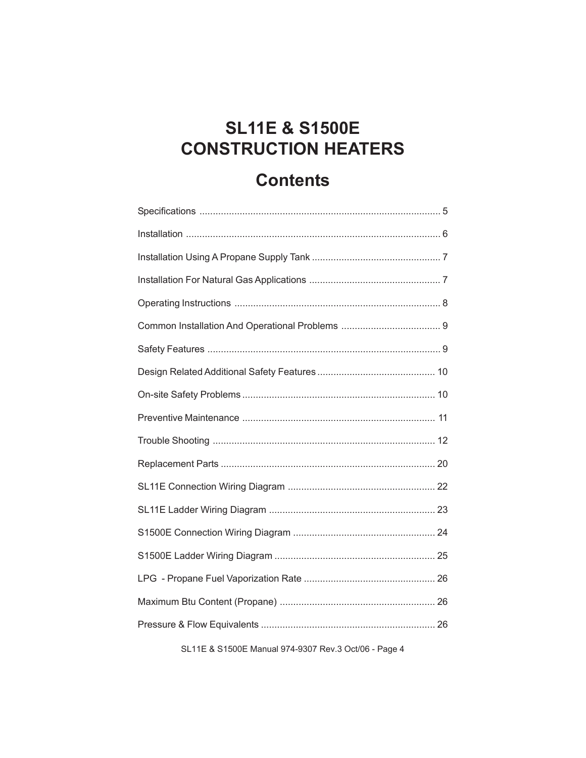# SL11E & S1500E CONSTRUCTION HEATERS

## Contents

| Section | Page |
| --- | --- |
| Specifications | 5 |
| Installation | 6 |
| Installation Using A Propane Supply Tank | 7 |
| Installation For Natural Gas Applications | 7 |
| Operating Instructions | 8 |
| Common Installation And Operational Problems | 9 |
| Safety Features | 9 |
| Design Related Additional Safety Features | 10 |
| On-site Safety Problems | 10 |
| Preventive Maintenance | 11 |
| Trouble Shooting | 12 |
| Replacement Parts | 20 |
| SL11E Connection Wiring Diagram | 22 |
| SL11E Ladder Wiring Diagram | 23 |
| S1500E Connection Wiring Diagram | 24 |
| S1500E Ladder Wiring Diagram | 25 |
| LPG - Propane Fuel Vaporization Rate | 26 |
| Maximum Btu Content (Propane) | 26 |
| Pressure & Flow Equivalents | 26 |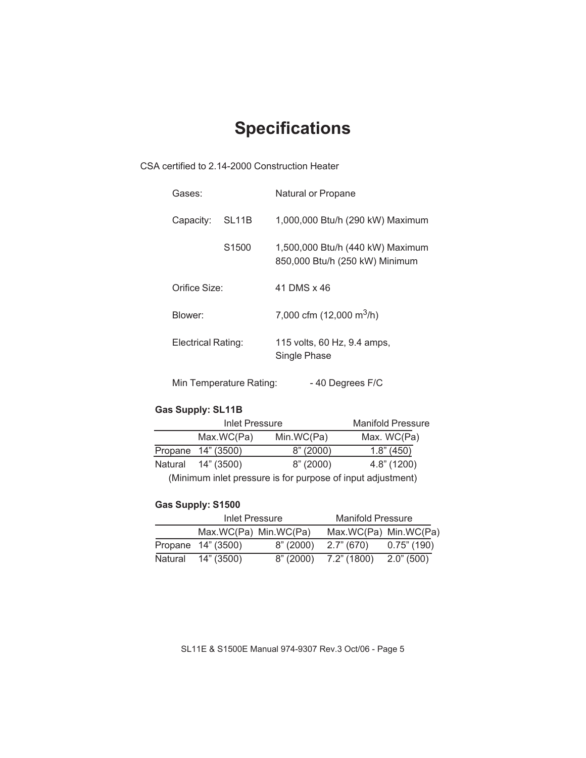# Specifications

CSA certified to 2.14-2000 Construction Heater

| | | |
|---|---|---|
| Gases: | | Natural or Propane |
| Capacity: | SL11B | 1,000,000 Btu/h (290 kW) Maximum |
| | S1500 | 1,500,000 Btu/h (440 kW) Maximum<br>850,000 Btu/h (250 kW) Minimum |
| Orifice Size: | | 41 DMS x 46 |
| Blower: | | 7,000 cfm (12,000 $m^3$/h) |
| Electrical Rating: | | 115 volts, 60 Hz, 9.4 amps, Single Phase |

Min Temperature Rating: - 40 Degrees F/C

**Gas Supply: SL11B**

| | Inlet Pressure | | Manifold Pressure |
|---|---|---|---|
| | Max.WC(Pa) | Min.WC(Pa) | Max. WC(Pa) |
| Propane | 14" (3500) | 8" (2000) | 1.8" (450) |
| Natural | 14" (3500) | 8" (2000) | 4.8" (1200) |

(Minimum inlet pressure is for purpose of input adjustment)

**Gas Supply: S1500**

| | Inlet Pressure | | Manifold Pressure | |
|---|---|---|---|---|
| | Max.WC(Pa) | Min.WC(Pa) | Max.WC(Pa) | Min.WC(Pa) |
| Propane | 14" (3500) | 8" (2000) | 2.7" (670) | 0.75" (190) |
| Natural | 14" (3500) | 8" (2000) | 7.2" (1800) | 2.0" (500) |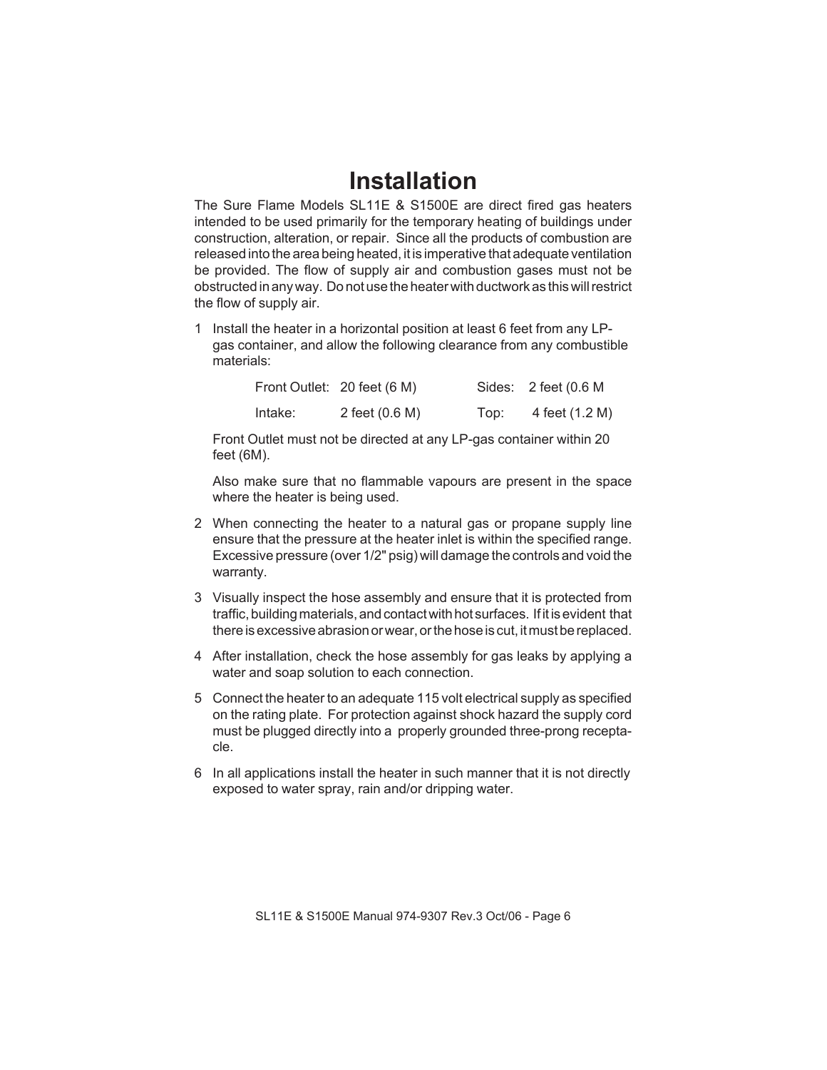# Installation

The Sure Flame Models SL11E & S1500E are direct fired gas heaters intended to be used primarily for the temporary heating of buildings under construction, alteration, or repair. Since all the products of combustion are released into the area being heated, it is imperative that adequate ventilation be provided. The flow of supply air and combustion gases must not be obstructed in any way. Do not use the heater with ductwork as this will restrict the flow of supply air.

1 Install the heater in a horizontal position at least 6 feet from any LP-gas container, and allow the following clearance from any combustible materials:

| | | | |
|---|---|---|---|
| Front Outlet: | 20 feet (6 M) | Sides: | 2 feet (0.6 M |
| Intake: | 2 feet (0.6 M) | Top: | 4 feet (1.2 M) |

   Front Outlet must not be directed at any LP-gas container within 20 feet (6M).

   Also make sure that no flammable vapours are present in the space where the heater is being used.

2 When connecting the heater to a natural gas or propane supply line ensure that the pressure at the heater inlet is within the specified range. Excessive pressure (over 1/2" psig) will damage the controls and void the warranty.

3 Visually inspect the hose assembly and ensure that it is protected from traffic, building materials, and contact with hot surfaces. If it is evident that there is excessive abrasion or wear, or the hose is cut, it must be replaced.

4 After installation, check the hose assembly for gas leaks by applying a water and soap solution to each connection.

5 Connect the heater to an adequate 115 volt electrical supply as specified on the rating plate. For protection against shock hazard the supply cord must be plugged directly into a properly grounded three-prong receptacle.

6 In all applications install the heater in such manner that it is not directly exposed to water spray, rain and/or dripping water.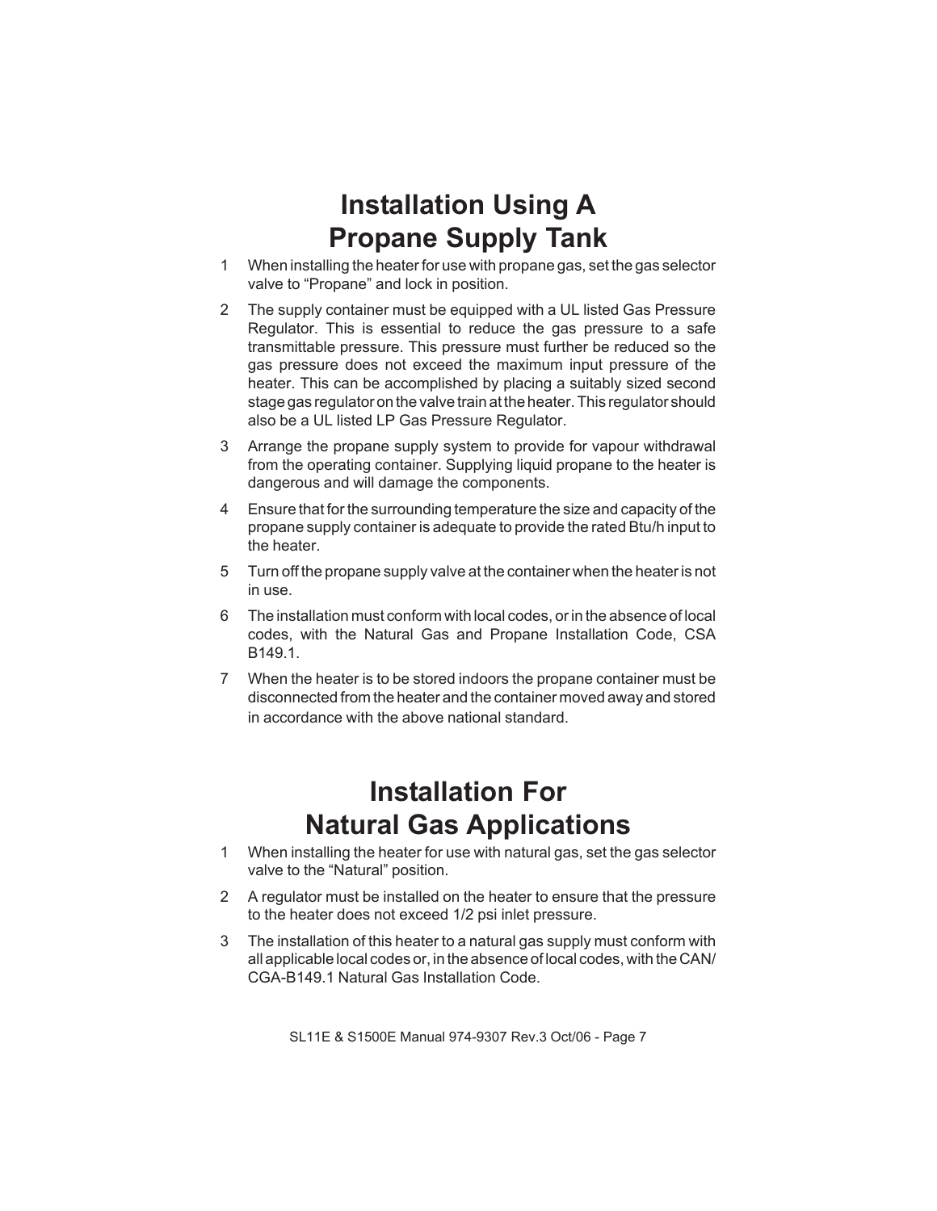# Installation Using A Propane Supply Tank

1. When installing the heater for use with propane gas, set the gas selector valve to “Propane” and lock in position.
2. The supply container must be equipped with a UL listed Gas Pressure Regulator. This is essential to reduce the gas pressure to a safe transmittable pressure. This pressure must further be reduced so the gas pressure does not exceed the maximum input pressure of the heater. This can be accomplished by placing a suitably sized second stage gas regulator on the valve train at the heater. This regulator should also be a UL listed LP Gas Pressure Regulator.
3. Arrange the propane supply system to provide for vapour withdrawal from the operating container. Supplying liquid propane to the heater is dangerous and will damage the components.
4. Ensure that for the surrounding temperature the size and capacity of the propane supply container is adequate to provide the rated Btu/h input to the heater.
5. Turn off the propane supply valve at the container when the heater is not in use.
6. The installation must conform with local codes, or in the absence of local codes, with the Natural Gas and Propane Installation Code, CSA B149.1.
7. When the heater is to be stored indoors the propane container must be disconnected from the heater and the container moved away and stored in accordance with the above national standard.

# Installation For Natural Gas Applications

1. When installing the heater for use with natural gas, set the gas selector valve to the “Natural” position.
2. A regulator must be installed on the heater to ensure that the pressure to the heater does not exceed 1/2 psi inlet pressure.
3. The installation of this heater to a natural gas supply must conform with all applicable local codes or, in the absence of local codes, with the CAN/CGA-B149.1 Natural Gas Installation Code.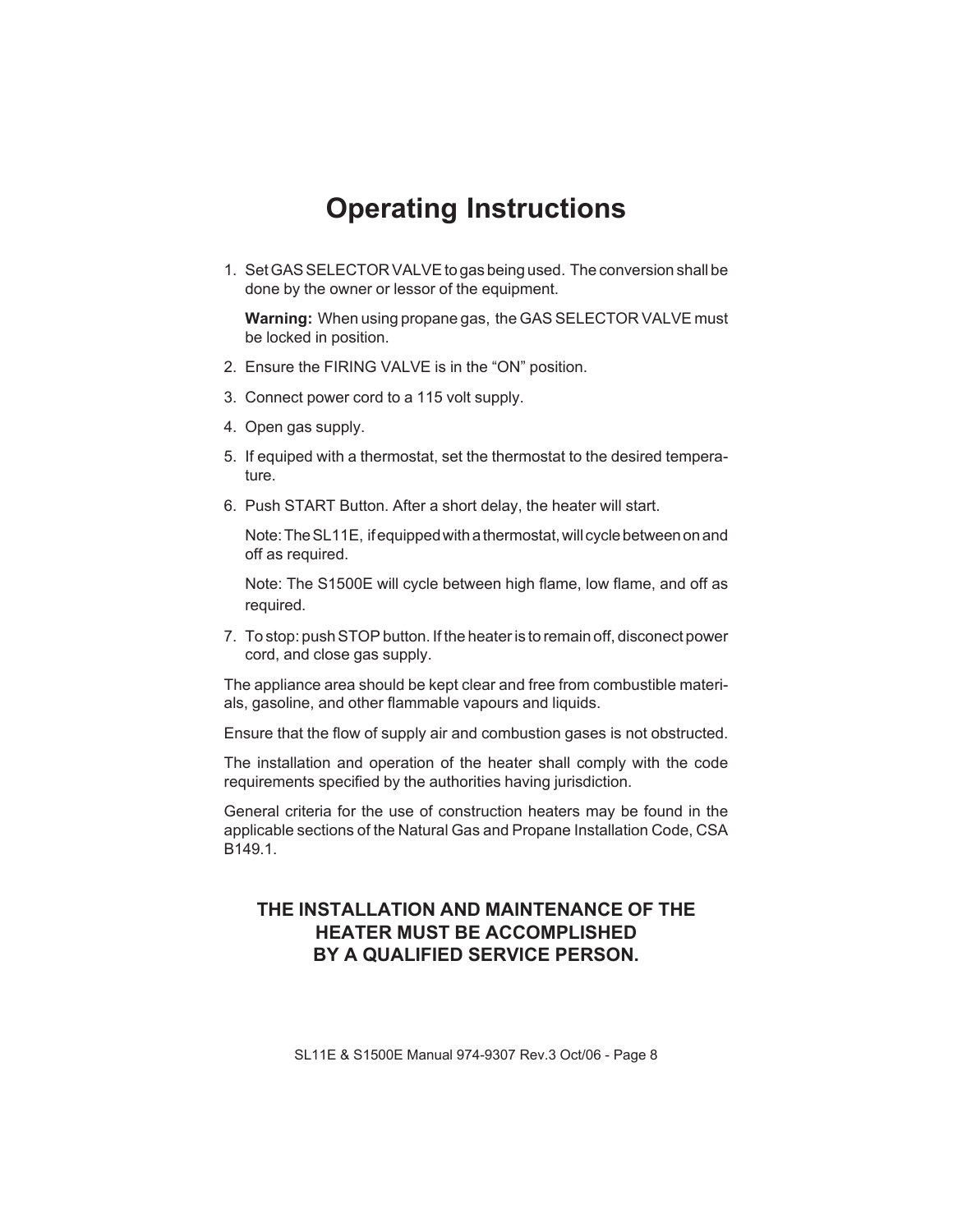# Operating Instructions

1. Set GAS SELECTOR VALVE to gas being used. The conversion shall be done by the owner or lessor of the equipment.

   **Warning:** When using propane gas, the GAS SELECTOR VALVE must be locked in position.

2. Ensure the FIRING VALVE is in the “ON” position.

3. Connect power cord to a 115 volt supply.

4. Open gas supply.

5. If equiped with a thermostat, set the thermostat to the desired temperature.

6. Push START Button. After a short delay, the heater will start.

   Note: The SL11E, if equipped with a thermostat, will cycle between on and off as required.

   Note: The S1500E will cycle between high flame, low flame, and off as required.

7. To stop: push STOP button. If the heater is to remain off, disconect power cord, and close gas supply.

The appliance area should be kept clear and free from combustible materials, gasoline, and other flammable vapours and liquids.

Ensure that the flow of supply air and combustion gases is not obstructed.

The installation and operation of the heater shall comply with the code requirements specified by the authorities having jurisdiction.

General criteria for the use of construction heaters may be found in the applicable sections of the Natural Gas and Propane Installation Code, CSA B149.1.

**THE INSTALLATION AND MAINTENANCE OF THE HEATER MUST BE ACCOMPLISHED BY A QUALIFIED SERVICE PERSON.**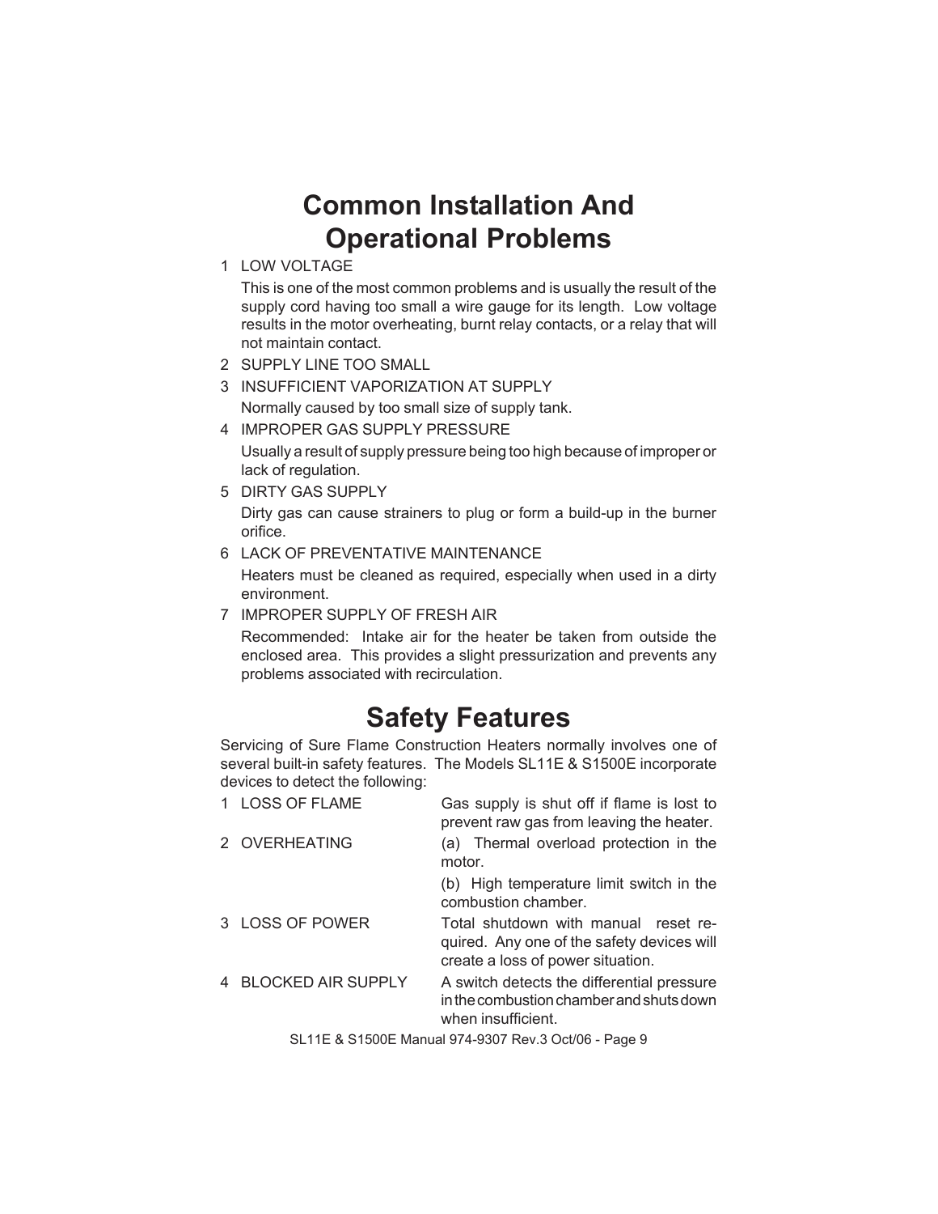# Common Installation And Operational Problems

1. LOW VOLTAGE

   This is one of the most common problems and is usually the result of the supply cord having too small a wire gauge for its length. Low voltage results in the motor overheating, burnt relay contacts, or a relay that will not maintain contact.

2. SUPPLY LINE TOO SMALL

3. INSUFFICIENT VAPORIZATION AT SUPPLY

   Normally caused by too small size of supply tank.

4. IMPROPER GAS SUPPLY PRESSURE

   Usually a result of supply pressure being too high because of improper or lack of regulation.

5. DIRTY GAS SUPPLY

   Dirty gas can cause strainers to plug or form a build-up in the burner orifice.

6. LACK OF PREVENTATIVE MAINTENANCE

   Heaters must be cleaned as required, especially when used in a dirty environment.

7. IMPROPER SUPPLY OF FRESH AIR

   Recommended: Intake air for the heater be taken from outside the enclosed area. This provides a slight pressurization and prevents any problems associated with recirculation.

# Safety Features

Servicing of Sure Flame Construction Heaters normally involves one of several built-in safety features. The Models SL11E & S1500E incorporate devices to detect the following:

| | |
|---|---|
| 1 LOSS OF FLAME | Gas supply is shut off if flame is lost to prevent raw gas from leaving the heater. |
| 2 OVERHEATING | (a) Thermal overload protection in the motor. |
| | (b) High temperature limit switch in the combustion chamber. |
| 3 LOSS OF POWER | Total shutdown with manual reset required. Any one of the safety devices will create a loss of power situation. |
| 4 BLOCKED AIR SUPPLY | A switch detects the differential pressure in the combustion chamber and shuts down when insufficient. |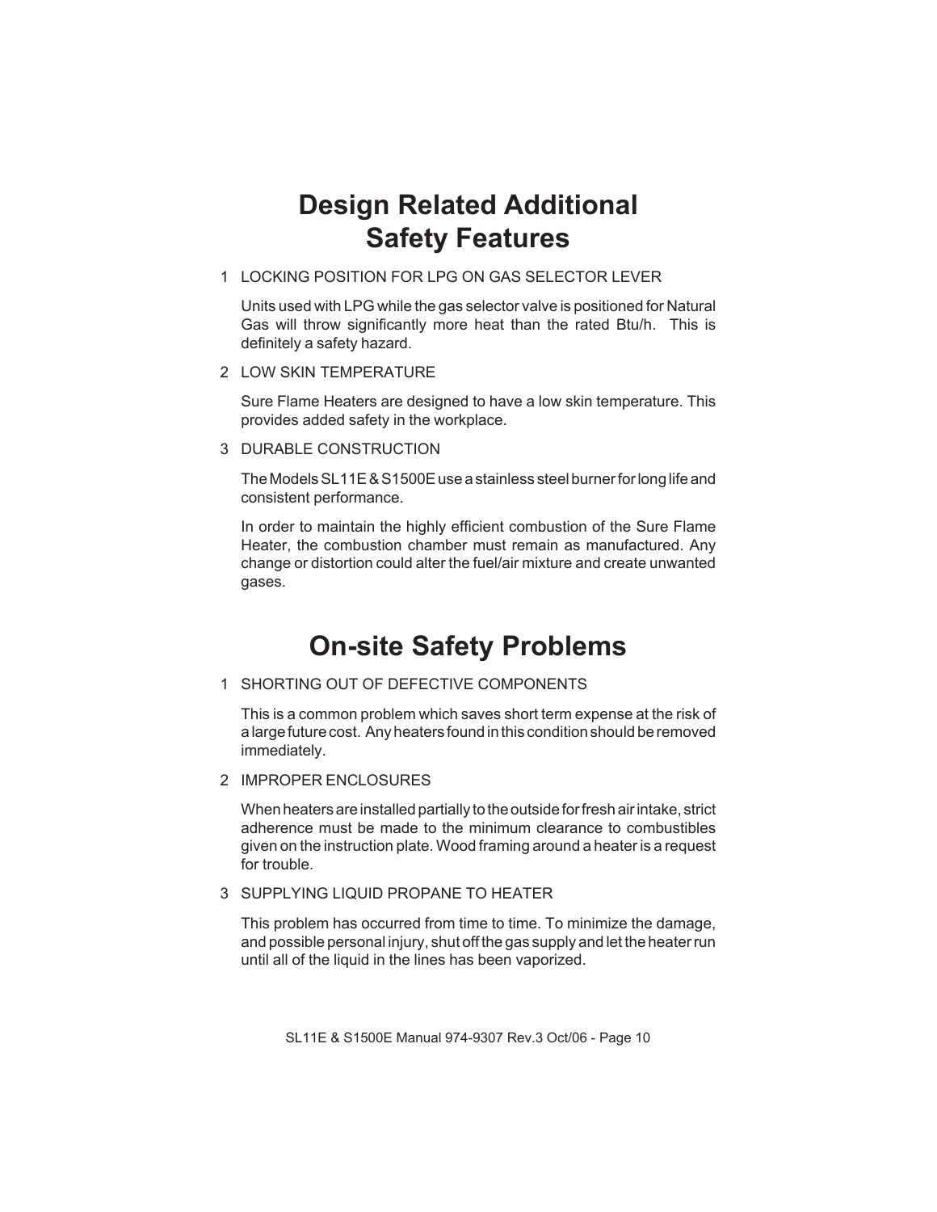# Design Related Additional Safety Features

1 LOCKING POSITION FOR LPG ON GAS SELECTOR LEVER

   Units used with LPG while the gas selector valve is positioned for Natural Gas will throw significantly more heat than the rated Btu/h. This is definitely a safety hazard.

2 LOW SKIN TEMPERATURE

   Sure Flame Heaters are designed to have a low skin temperature. This provides added safety in the workplace.

3 DURABLE CONSTRUCTION

   The Models SL11E & S1500E use a stainless steel burner for long life and consistent performance.

   In order to maintain the highly efficient combustion of the Sure Flame Heater, the combustion chamber must remain as manufactured. Any change or distortion could alter the fuel/air mixture and create unwanted gases.

# On-site Safety Problems

1 SHORTING OUT OF DEFECTIVE COMPONENTS

   This is a common problem which saves short term expense at the risk of a large future cost. Any heaters found in this condition should be removed immediately.

2 IMPROPER ENCLOSURES

   When heaters are installed partially to the outside for fresh air intake, strict adherence must be made to the minimum clearance to combustibles given on the instruction plate. Wood framing around a heater is a request for trouble.

3 SUPPLYING LIQUID PROPANE TO HEATER

   This problem has occurred from time to time. To minimize the damage, and possible personal injury, shut off the gas supply and let the heater run until all of the liquid in the lines has been vaporized.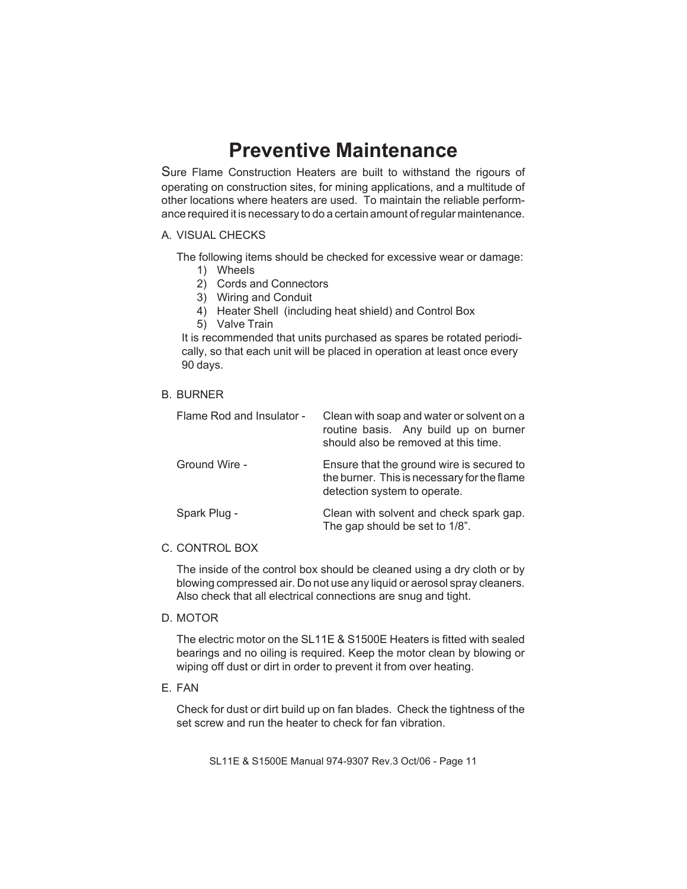# Preventive Maintenance

Sure Flame Construction Heaters are built to withstand the rigours of operating on construction sites, for mining applications, and a multitude of other locations where heaters are used. To maintain the reliable performance required it is necessary to do a certain amount of regular maintenance.

A. VISUAL CHECKS

The following items should be checked for excessive wear or damage:

1) Wheels
2) Cords and Connectors
3) Wiring and Conduit
4) Heater Shell (including heat shield) and Control Box
5) Valve Train

It is recommended that units purchased as spares be rotated periodically, so that each unit will be placed in operation at least once every 90 days.

B. BURNER

| | |
|---|---|
| Flame Rod and Insulator - | Clean with soap and water or solvent on a routine basis. Any build up on burner should also be removed at this time. |
| Ground Wire - | Ensure that the ground wire is secured to the burner. This is necessary for the flame detection system to operate. |
| Spark Plug - | Clean with solvent and check spark gap. The gap should be set to 1/8". |

C. CONTROL BOX

The inside of the control box should be cleaned using a dry cloth or by blowing compressed air. Do not use any liquid or aerosol spray cleaners. Also check that all electrical connections are snug and tight.

D. MOTOR

The electric motor on the SL11E & S1500E Heaters is fitted with sealed bearings and no oiling is required. Keep the motor clean by blowing or wiping off dust or dirt in order to prevent it from over heating.

E. FAN

Check for dust or dirt build up on fan blades. Check the tightness of the set screw and run the heater to check for fan vibration.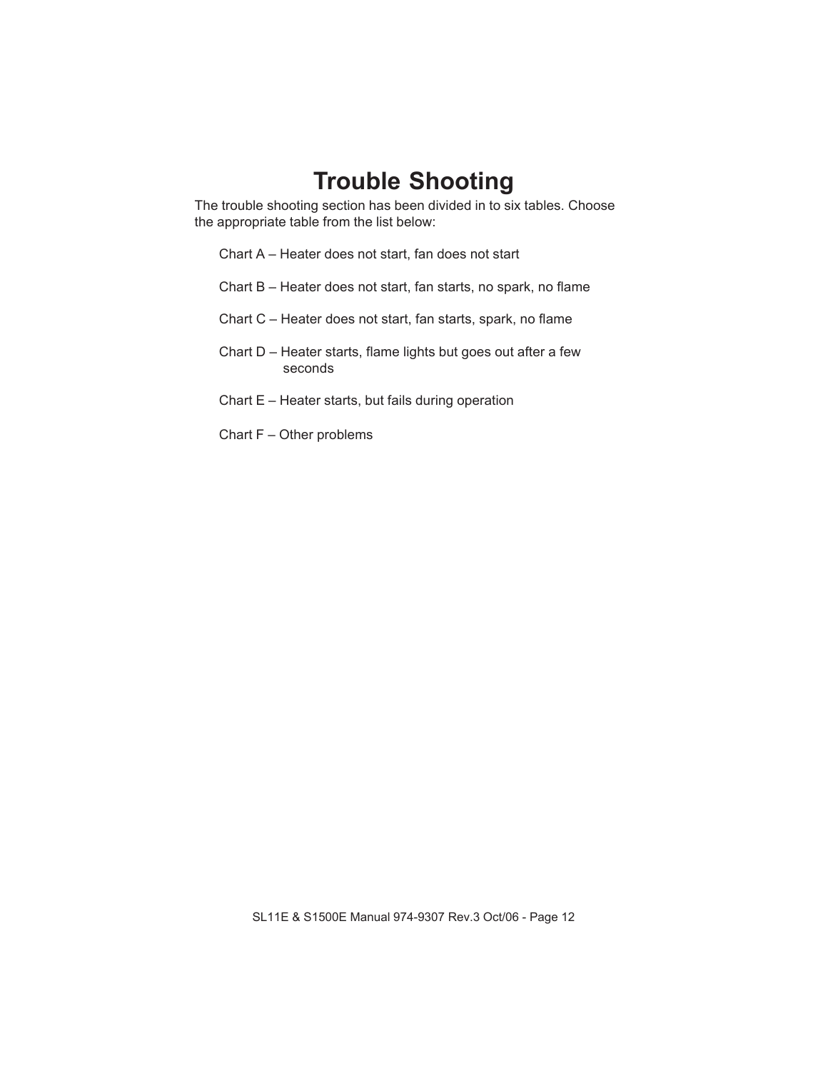# Trouble Shooting

The trouble shooting section has been divided in to six tables. Choose the appropriate table from the list below:

Chart A – Heater does not start, fan does not start

Chart B – Heater does not start, fan starts, no spark, no flame

Chart C – Heater does not start, fan starts, spark, no flame

Chart D – Heater starts, flame lights but goes out after a few seconds

Chart E – Heater starts, but fails during operation

Chart F – Other problems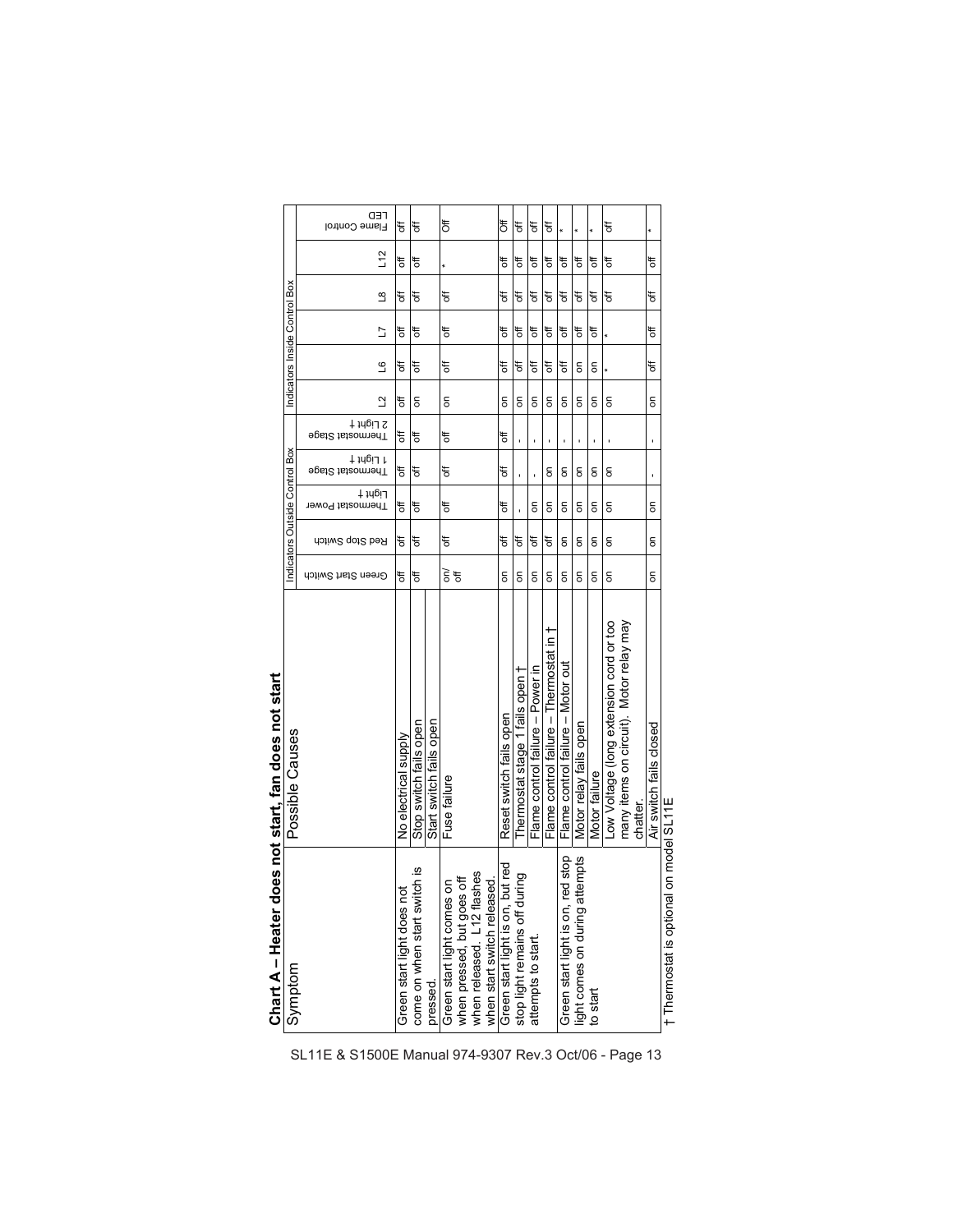# Chart A – Heater does not start, fan does not start

| Symptom | Possible Causes | Indicators Outside Control Box | | | | | Indicators Inside Control Box | | | | | |
|---|---|---|---|---|---|---|---|---|---|---|---|---|
| | | Green Start Switch | Red Stop Switch | Thermostat Power Light † | Thermostat Stage 1 Light † | Thermostat Stage 2 Light † | L2 | L6 | L7 | L8 | L12 | Flame Control LED |
| Green start light does not come on when start switch is pressed. | No electrical supply | off | off | off | off | off | off | off | off | off | off | off |
| | Stop switch fails open | off | off | off | off | off | on | off | off | off | off | off |
| | Start switch fails open | | | | | | | | | | | |
| Green start light comes on when pressed, but goes off when released. L12 flashes when start switch released. | Fuse failure | on/off | off | off | off | off | on | off | off | off | * | Off |
| Green start light is on, but red stop light remains off during attempts to start. | Reset switch fails open | on | off | off | off | off | on | off | off | off | off | Off |
| | Thermostat stage 1 fails open † | on | off | - | - | - | on | off | off | off | off | off |
| | Flame control failure – Power in | on | off | on | - | - | on | off | off | off | off | off |
| | Flame control failure – Thermostat in † | on | off | on | on | - | on | off | off | off | off | off |
| Green start light is on, red stop light comes on during attempts to start | Flame control failure – Motor out | on | on | on | on | - | on | off | off | off | off | * |
| | Motor relay fails open | on | on | on | on | - | on | on | off | off | off | * |
| | Motor failure | on | on | on | on | - | on | on | off | off | off | * |
| | Low Voltage (long extension cord or too many items on circuit). Motor relay may chatter. | on | on | on | on | - | on | * | * | off | off | off |
| | Air switch fails closed | on | on | on | - | - | on | off | off | off | off | * |

† Thermostat is optional on model SL11E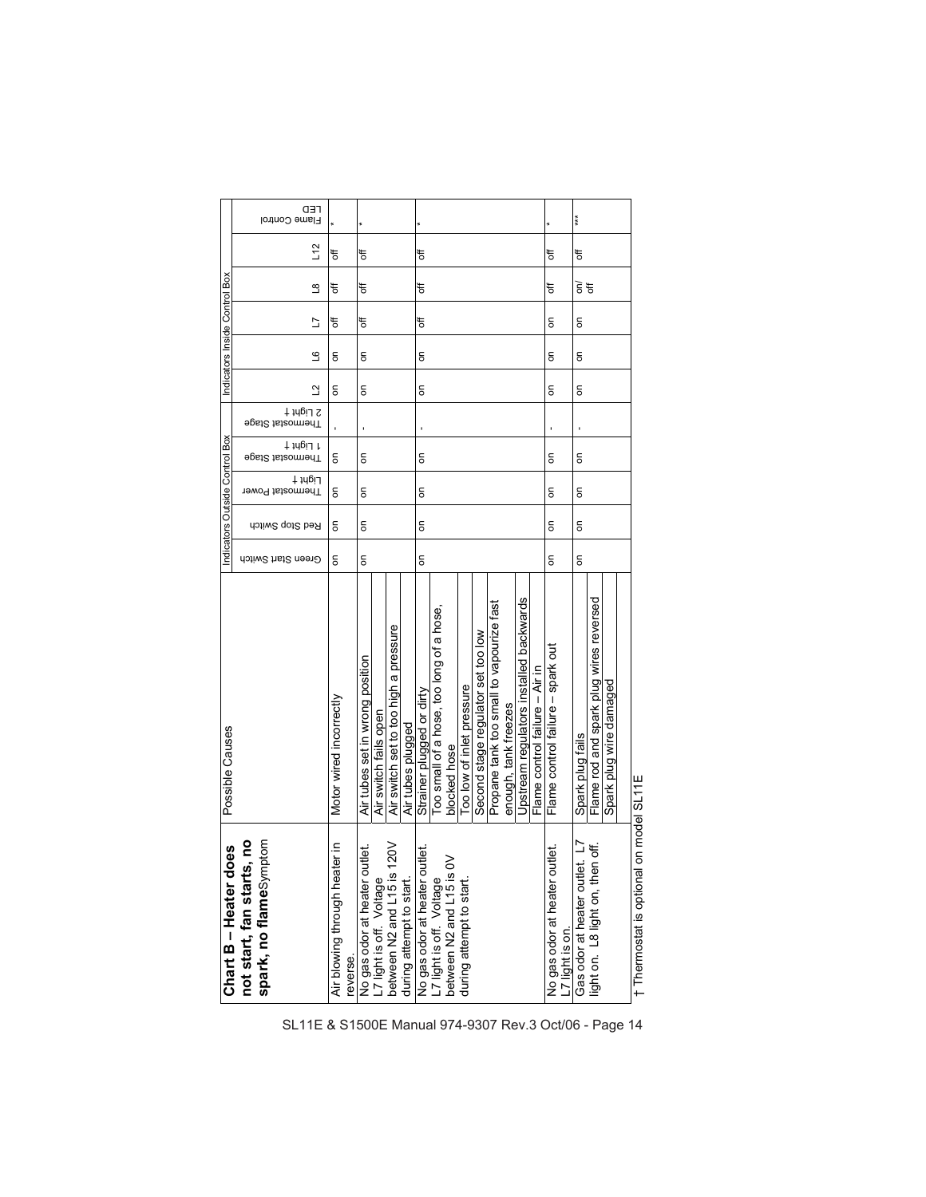| **Chart B – Heater does not start, fan starts, no spark, no flame** Symptom | Possible Causes | Indicators Outside Control Box | | | | | Indicators Inside Control Box | | | | | |
|---|---|---|---|---|---|---|---|---|---|---|---|---|
| | | Green Start Switch | Red Stop Switch | Thermostat Power Light † | Thermostat Stage 1 Light † | Thermostat Stage 2 Light † | L2 | L6 | L7 | L8 | L12 | Flame Control LED |
| Air blowing through heater in reverse. | Motor wired incorrectly | on | on | on | on | - | on | on | off | off | off | * |
| No gas odor at heater outlet. L7 light is off. Voltage between N2 and L15 is 120V during attempt to start. | Air tubes set in wrong position<br>Air switch fails open<br>Air switch set to too high a pressure<br>Air tubes plugged | on | on | on | on | - | on | on | off | off | off | * |
| No gas odor at heater outlet. L7 light is off. Voltage between N2 and L15 is 0V during attempt to start. | Strainer plugged or dirty<br>Too small of a hose, too long of a hose, blocked hose<br>Too low of inlet pressure<br>Second stage regulator set too low<br>Propane tank too small to vapourize fast enough, tank freezes<br>Upstream regulators installed backwards<br>Flame control failure – Air in | on | on | on | on | - | on | on | off | off | off | * |
| No gas odor at heater outlet. L7 light is on. | Flame control failure – spark out | on | on | on | on | - | on | on | on | off | off | * |
| Gas odor at heater outlet. L7 light on. L8 light on, then off. | Spark plug fails<br>Flame rod and spark plug wires reversed<br>Spark plug wire damaged | on | on | on | on | - | on | on | on | on/ off | off | *** |

† Thermostat is optional on model SL11E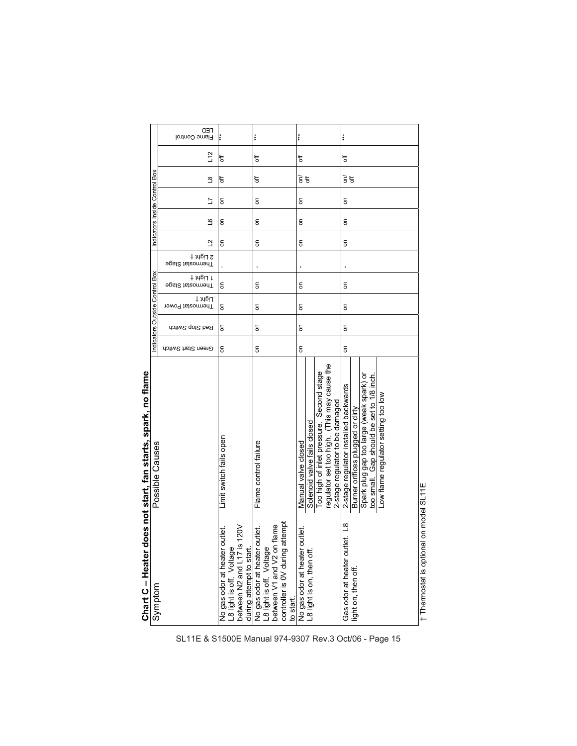## Chart C – Heater does not start, fan starts, spark, no flame

| Symptom | Possible Causes | Indicators Outside Control Box | | | | | Indicators Inside Control Box | | | | | |
|---|---|---|---|---|---|---|---|---|---|---|---|---|
| | | Green Start Switch | Red Stop Switch | Thermostat Power Light † | Thermostat Stage 1 Light † | Thermostat Stage 2 Light † | L2 | L6 | L7 | L8 | L12 | LED Flame Control |
| No gas odor at heater outlet. L8 light is off. Voltage between N2 and L17 is 120V during attempt to start. | Limit switch fails open | on | on | on | on | - | on | on | on | off | off | *** |
| No gas odor at heater outlet. L8 light is off. Voltage between V1 and V2 on flame controller is 0V during attempt to start. | Flame control failure | on | on | on | on | - | on | on | on | off | off | *** |
| No gas odor at heater outlet. L8 light is on, then off. | Manual valve closed | on | on | on | on | - | on | on | on | on/off | off | *** |
| | Solenoid valve fails closed | | | | | | | | | | | |
| | Too high of inlet pressure. Second stage regulator set too high. (This may cause the 2-stage regulator to be damaged | | | | | | | | | | | |
| Gas odor at heater outlet. L8 light on, then off. | 2-stage regulator installed backwards | on | on | on | on | - | on | on | on | on/off | off | *** |
| | Burner orifices plugged or dirty | | | | | | | | | | | |
| | Spark plug gap too large (weak spark) or too small. Gap should be set to 1/8 inch. | | | | | | | | | | | |
| | Low flame regulator setting too low | | | | | | | | | | | |

† Thermostat is optional on model SL11E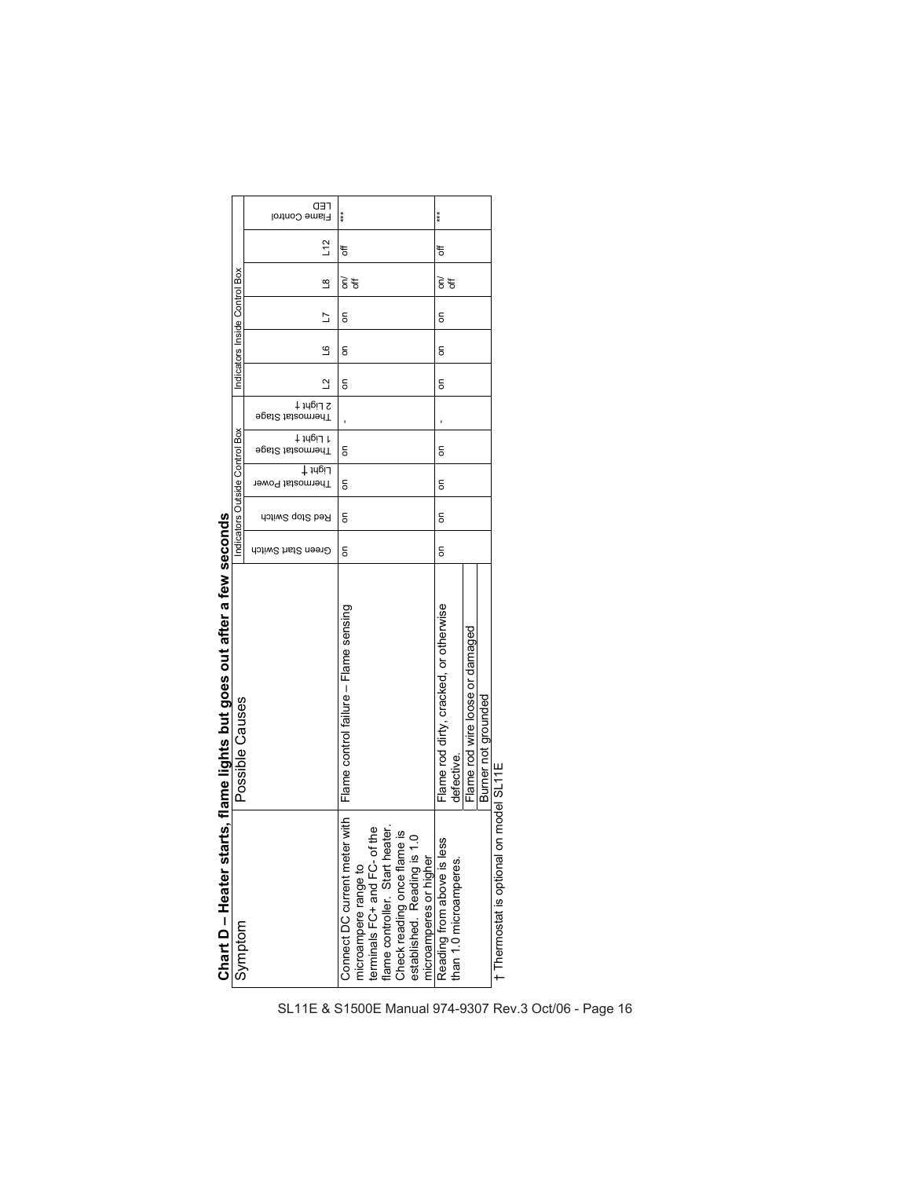## Chart D – Heater starts, flame lights but goes out after a few seconds

| Symptom | Possible Causes | Indicators Outside Control Box | | | | | Indicators Inside Control Box | | | | | |
|---|---|---|---|---|---|---|---|---|---|---|---|---|
| | | Green Start Switch | Red Stop Switch | Thermostat Power Light † | Thermostat Stage 1 Light † | Thermostat Stage 2 Light † | L2 | L6 | L7 | L8 | L12 | Flame Control LED |
| Connect DC current meter with microampere range to terminals FC+ and FC- of the flame controller. Start heater. Check reading once flame is established. Reading is 1.0 microamperes or higher | Flame control failure – Flame sensing | on | on | on | on | - | on | on | on | on/off | off | *** |
| Reading from above is less than 1.0 microamperes. | Flame rod dirty, cracked, or otherwise defective. | on | on | on | on | - | on | on | on | on/off | off | *** |
| | Flame rod wire loose or damaged | | | | | | | | | | | |
| | Burner not grounded | | | | | | | | | | | |

† Thermostat is optional on model SL11E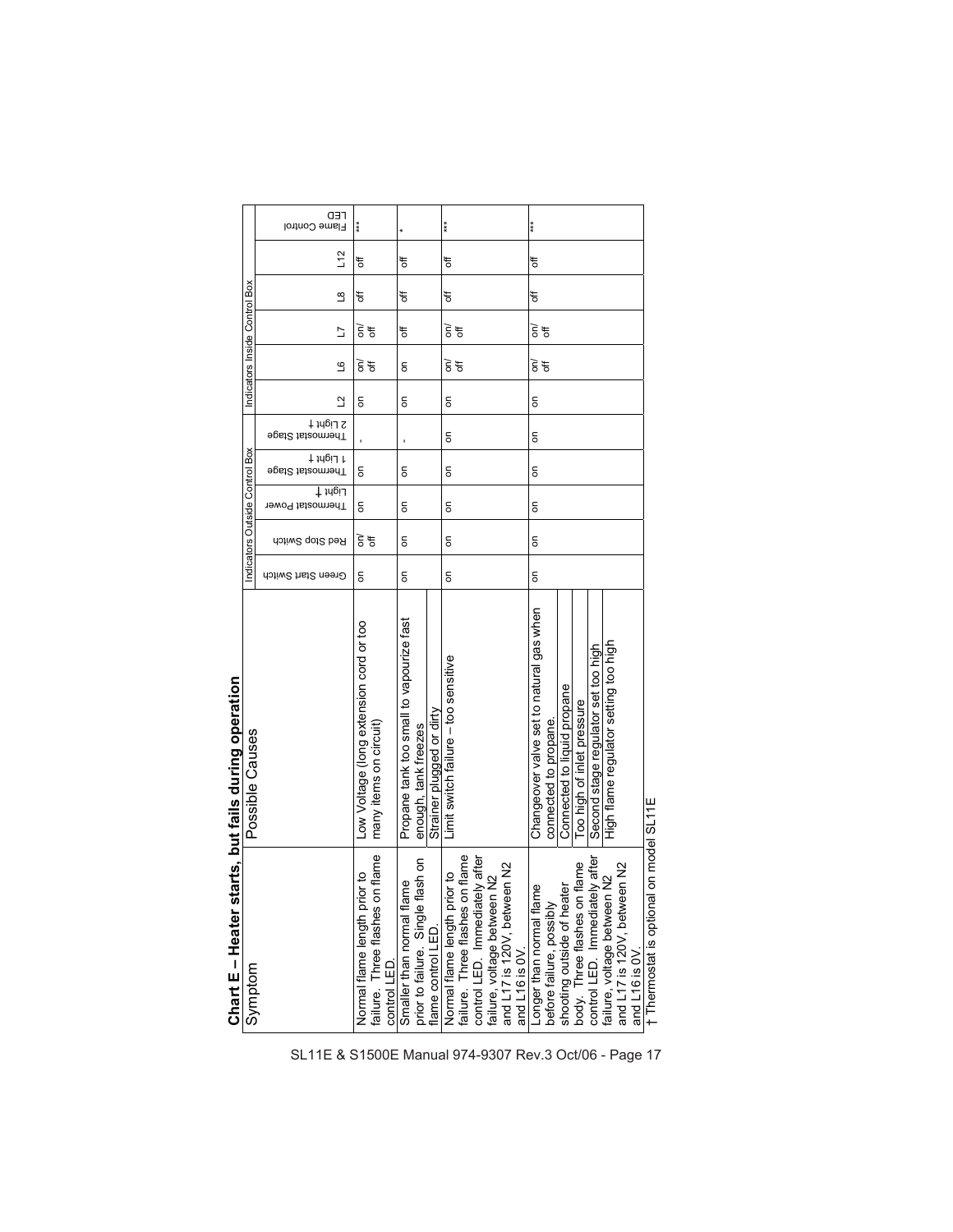## Chart E – Heater starts, but fails during operation

| Symptom | Possible Causes | Indicators Outside Control Box | | | | | Indicators Inside Control Box | | | | | |
|---|---|---|---|---|---|---|---|---|---|---|---|---|
| | | Green Start Switch | Red Stop Switch | Thermostat Power Light † | Thermostat Stage 1 Light † | Thermostat Stage 2 Light † | L2 | L6 | L7 | L8 | L12 | Flame Control LED |
| Normal flame length prior to failure. Three flashes on flame control LED. | Low Voltage (long extension cord or too many items on circuit) | on | on/off | on | on | - | on | on/off | on/off | off | off | *** |
| Smaller than normal flame prior to failure. Single flash on flame control LED. | Propane tank too small to vapourize fast enough, tank freezes | on | on | on | on | - | on | on | off | off | off | * |
| | Strainer plugged or dirty | | | | | | | | | | | |
| Normal flame length prior to failure. Three flashes on flame control LED. Immediately after failure, voltage between N2 and L17 is 120V, between N2 and L16 is 0V. | Limit switch failure – too sensitive | on | on | on | on | on | on | on/off | on/off | off | off | *** |
| Longer than normal flame before failure, possibly shooting outside of heater body. Three flashes on flame control LED. Immediately after failure, voltage between N2 and L17 is 120V, between N2 and L16 is 0V. | Changeover valve set to natural gas when connected to propane. | on | on | on | on | on | on | on/off | on/off | off | off | *** |
| | Connected to liquid propane | | | | | | | | | | | |
| | Too high of inlet pressure | | | | | | | | | | | |
| | Second stage regulator set too high | | | | | | | | | | | |
| | High flame regulator setting too high | | | | | | | | | | | |

† Thermostat is optional on model SL11E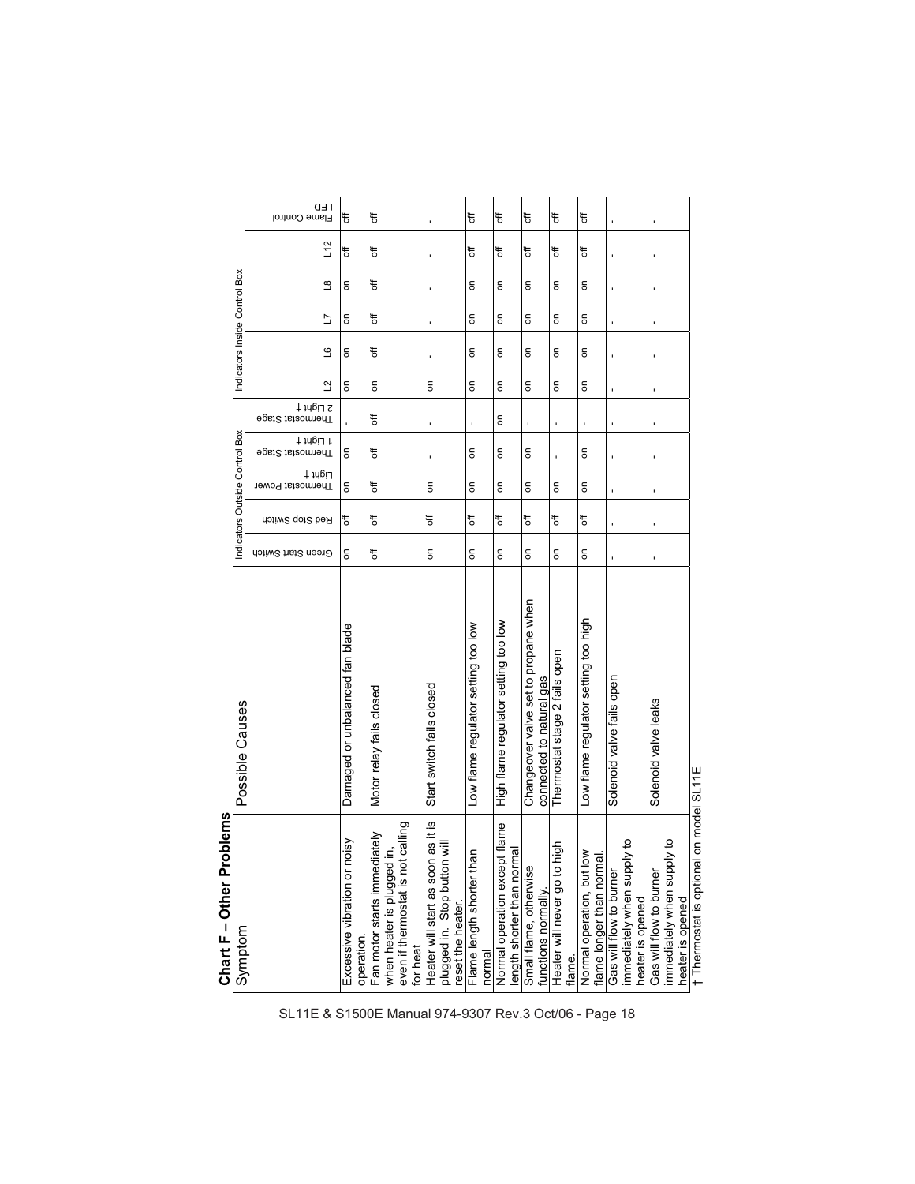## Chart F – Other Problems

| Symptom | Possible Causes | Indicators Outside Control Box | | | | | Indicators Inside Control Box | | | | | |
|---|---|---|---|---|---|---|---|---|---|---|---|---|
| | | Green Start Switch | Red Stop Switch | Thermostat Power Light † | Thermostat Stage 1 Light † | Thermostat Stage 2 Light † | L2 | L6 | L7 | L8 | L12 | Flame Control LED |
| Excessive vibration or noisy operation. | Damaged or unbalanced fan blade | on | off | on | on | - | on | on | on | on | off | off |
| Fan motor starts immediately when heater is plugged in, even if thermostat is not calling for heat | Motor relay fails closed | off | off | off | off | off | on | off | off | off | off | off |
| Heater will start as soon as it is plugged in. Stop button will reset the heater. | Start switch fails closed | on | off | on | - | - | on | - | - | - | - | - |
| Flame length shorter than normal | Low flame regulator setting too low | on | off | on | on | - | on | on | on | on | off | off |
| Normal operation except flame length shorter than normal | High flame regulator setting too low | on | off | on | on | on | on | on | on | on | off | off |
| Small flame, otherwise functions normally. | Changeover valve set to propane when connected to natural gas | on | off | on | on | - | on | on | on | on | off | off |
| Heater will never go to high flame. | Thermostat stage 2 fails open | on | off | on | - | - | on | on | on | on | off | off |
| Normal operation, but low flame longer than normal. | Low flame regulator setting too high | on | off | on | on | - | on | on | on | on | off | off |
| Gas will flow to burner immediately when supply to heater is opened | Solenoid valve fails open | - | - | - | - | - | - | - | - | - | - | - |
| Gas will flow to burner immediately when supply to heater is opened | Solenoid valve leaks | - | - | - | - | - | - | - | - | - | - | - |

† Thermostat is optional on model SL11E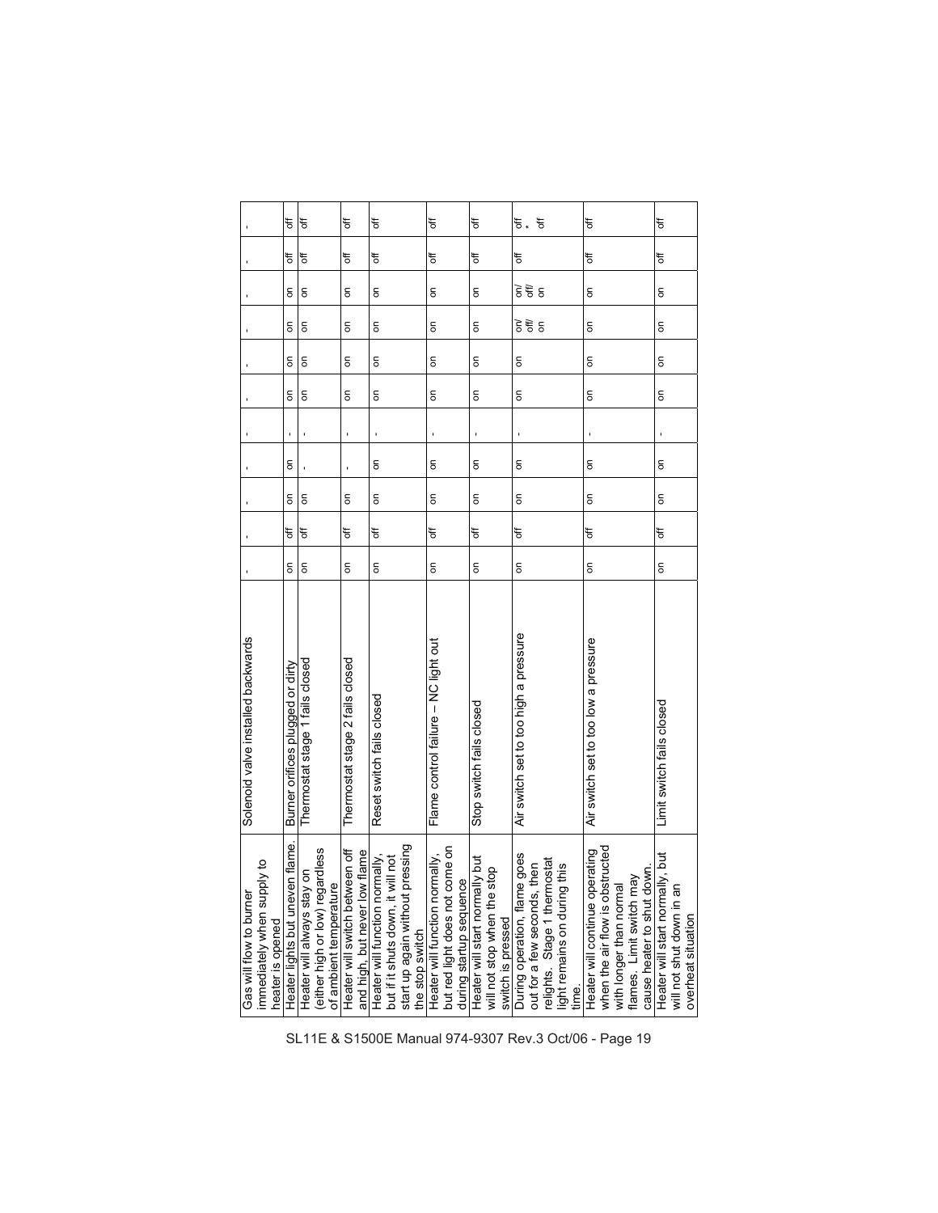| | | | | | | | | | | | | |
|---|---|---|---|---|---|---|---|---|---|---|---|---|
| Gas will flow to burner immediately when supply to heater is opened | Solenoid valve installed backwards | - | - | - | - | - | - | - | - | - | - | - |
| Heater lights but uneven flame. | Burner orifices plugged or dirty | on | off | on | on | - | on | on | on | on | off | off |
| Heater will always stay on (either high or low) regardless of ambient temperature | Thermostat stage 1 fails closed | on | off | on | - | - | on | on | on | on | off | off |
| Heater will switch between off and high, but never low flame | Thermostat stage 2 fails closed | on | off | on | - | - | on | on | on | on | off | off |
| Heater will function normally, but if it shuts down, it will not start up again without pressing the stop switch | Reset switch fails closed | on | off | on | on | - | on | on | on | on | off | off |
| Heater will function normally, but red light does not come on during startup sequence | Flame control failure – NC light out | on | off | on | on | - | on | on | on | on | off | off |
| Heater will start normally but will not stop when the stop switch is pressed | Stop switch fails closed | on | off | on | on | - | on | on | on | on | off | off |
| During operation, flame goes out for a few seconds, then relights. Stage 1 thermostat light remains on during this time. | Air switch set to too high a pressure | on | off | on | on | - | on | on | on/ off/ on | on/ off/ on | off | off * off |
| Heater will continue operating when the air flow is obstructed with longer than normal flames. Limit switch may cause heater to shut down. | Air switch set to too low a pressure | on | off | on | on | - | on | on | on | on | off | off |
| Heater will start normally, but will not shut down in an overheat situation | Limit switch fails closed | on | off | on | on | - | on | on | on | on | off | off |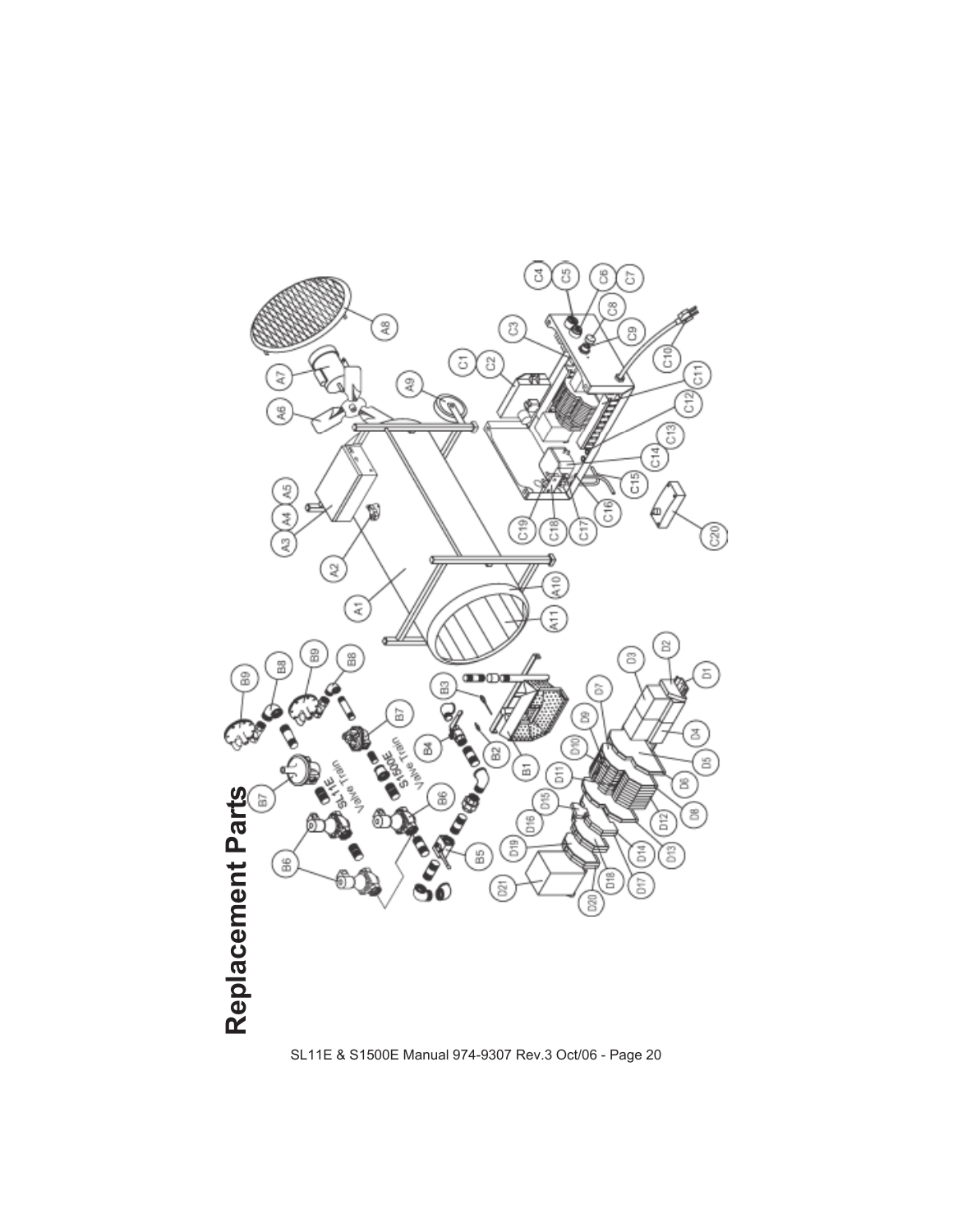# Replacement Parts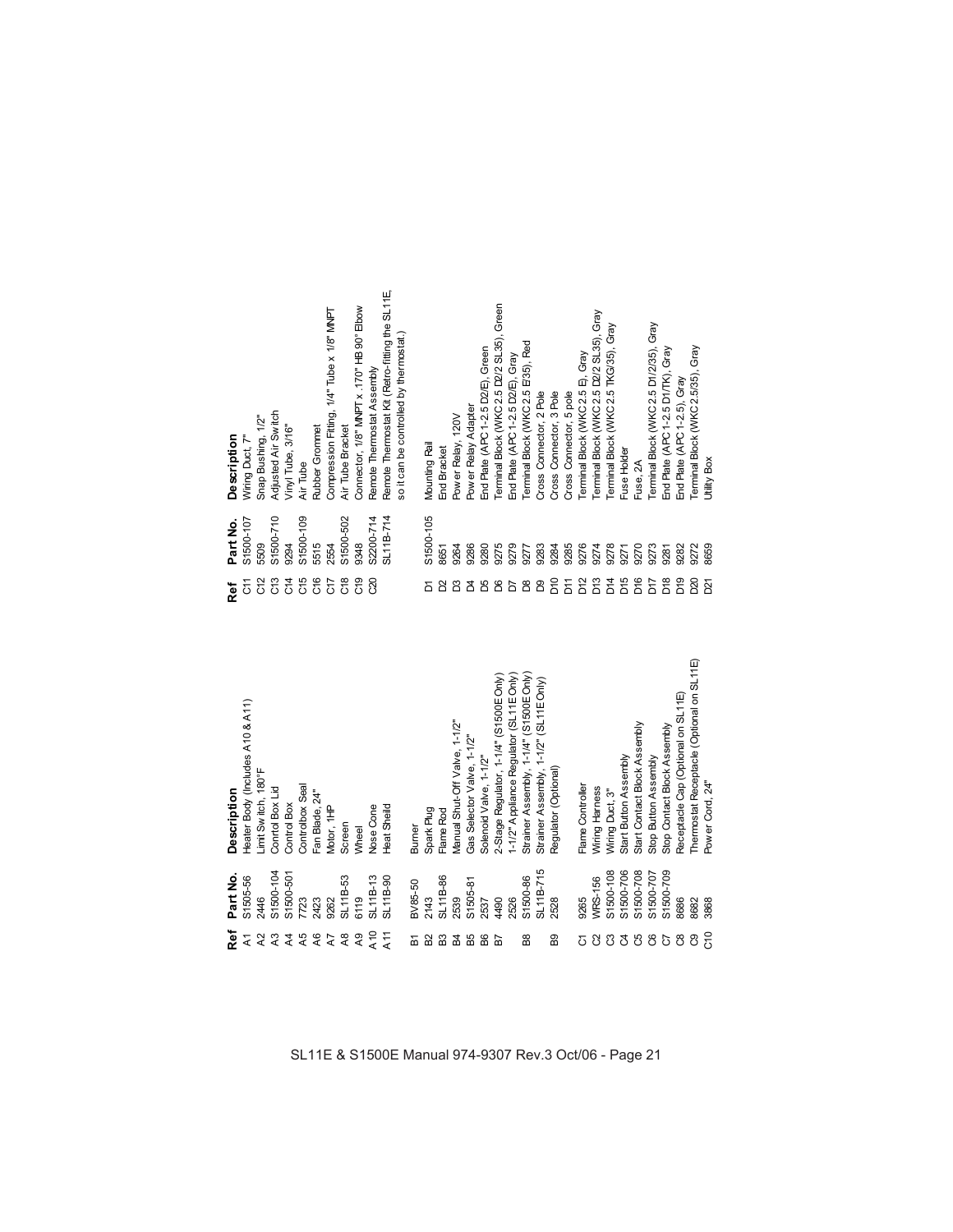| Ref | Part No. | Description |
|---|---|---|
| A1 | S1505-56 | Heater Body (Includes A10 & A11) |
| A2 | 2446 | Limit Switch, 180°F |
| A3 | S1500-104 | Conrtol Box Lid |
| A4 | S1500-501 | Control Box |
| A5 | 7723 | Controlbox Seal |
| A6 | 2423 | Fan Blade, 24" |
| A7 | 9262 | Motor, 1HP |
| A8 | SL11B-53 | Screen |
| A9 | 6119 | Wheel |
| A10 | SL11B-13 | Nose Cone |
| A11 | SL11B-90 | Heat Sheild |
| | | |
| B1 | BV85-50 | Burner |
| B2 | 2143 | Spark Plug |
| B3 | SL11B-86 | Flame Rod |
| B4 | 2539 | Manual Shut-Off Valve, 1-1/2" |
| B5 | S1505-81 | Gas Selector Valve, 1-1/2" |
| B6 | 2537 | Solenoid Valve, 1-1/2" |
| B7 | 4490 | 2-Stage Regulator, 1-1/4" (S1500E Only) |
| | 2526 | 1-1/2" Appliance Regulator (SL11E Only) |
| B8 | S1500-86 | Strainer Assembly, 1-1/4" (S1500E Only) |
| | SL11B-715 | Strainer Assembly, 1-1/2" (SL11E Only) |
| B9 | 2528 | Regulator (Optional) |
| | | |
| C1 | 9265 | Flame Controller |
| C2 | WRS-156 | Wiring Harness |
| C3 | S1500-108 | Wiring Duct, 3" |
| C4 | S1500-706 | Start Button Assembly |
| C5 | S1500-708 | Start Contact Block Assembly |
| C6 | S1500-707 | Stop Button Assembly |
| C7 | S1500-709 | Stop Contact Block Assembly |
| C8 | 8686 | Receptacle Cap (Optional on SL11E) |
| C9 | 8682 | Thermostat Receptacle (Optional on SL11E) |
| C10 | 3868 | Power Cord, 24" |
| C11 | S1500-107 | Wiring Duct, 7" |
| C12 | 5509 | Snap Bushing, 1/2" |
| C13 | S1500-710 | Adjusted Air Switch |
| C14 | 9294 | Vinyl Tube, 3/16" |
| C15 | S1500-109 | Air Tube |
| C16 | 5515 | Rubber Grommet |
| C17 | 2554 | Compression Fitting, 1/4" Tube x 1/8" MNPT |
| C18 | S1500-502 | Air Tube Bracket |
| C19 | 9348 | Connector, 1/8" MNPT x .170" HB 90° Elbow |
| C20 | S2200-714 | Remote Thermostat Assembly |
| | SL11B-714 | Remote Thermostat Kit (Retro-fitting the SL11E, so it can be controlled by thermostat.) |
| | | |
| D1 | S1500-105 | Mounting Rail |
| D2 | 8651 | End Bracket |
| D3 | 9264 | Power Relay, 120V |
| D4 | 9286 | Power Relay Adapter |
| D5 | 9280 | End Plate (APC 1-2.5 D2/E), Green |
| D6 | 9275 | Terminal Block (WKC 2.5 D2/2 SL35), Green |
| D7 | 9279 | End Plate (APC 1-2.5 D2/E), Gray |
| D8 | 9277 | Terminal Block (WKC 2.5 E/35), Red |
| D9 | 9283 | Cross Connector, 2 Pole |
| D10 | 9284 | Cross Connector, 3 Pole |
| D11 | 9285 | Cross Connector, 5 pole |
| D12 | 9276 | Terminal Block (WKC 2.5 E), Gray |
| D13 | 9274 | Terminal Block (WKC 2.5 D2/2 SL35), Gray |
| D14 | 9278 | Terminal Block (WKC 2.5 TKG/35), Gray |
| D15 | 9271 | Fuse Holder |
| D16 | 9270 | Fuse, 2A |
| D17 | 9273 | Terminal Block (WKC 2.5 D1/2/35), Gray |
| D18 | 9281 | End Plate (APC 1-2.5 D1/TK), Gray |
| D19 | 9282 | End Plate (APC 1-2.5), Gray |
| D20 | 9272 | Terminal Block (WKC 2.5/35), Gray |
| D21 | 8659 | Utility Box |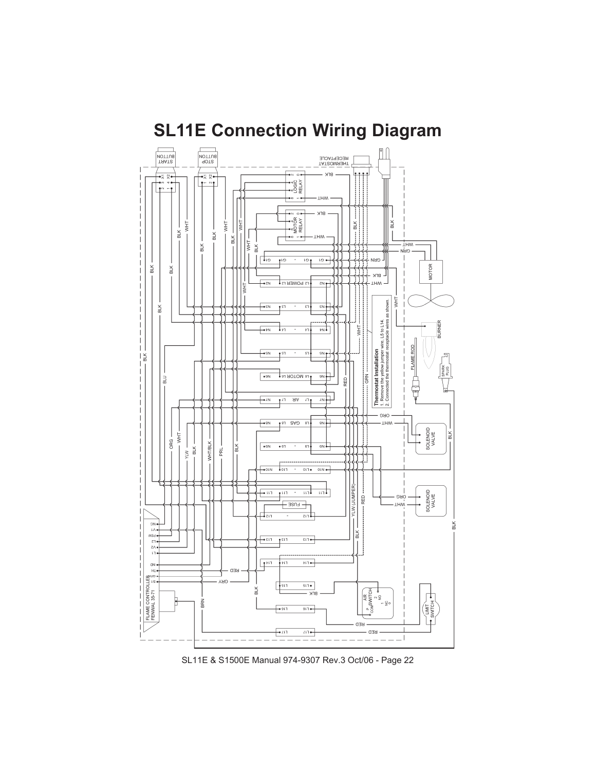# SL11E Connection Wiring Diagram

**Thermostat Installation**

1. Remove the yellow jumper wire, L6 to L14.
2. Connected the thermostat receptacle wires as shown.

SL11E & S1500E Manual 974-9307 Rev.3 Oct/06 - Page 22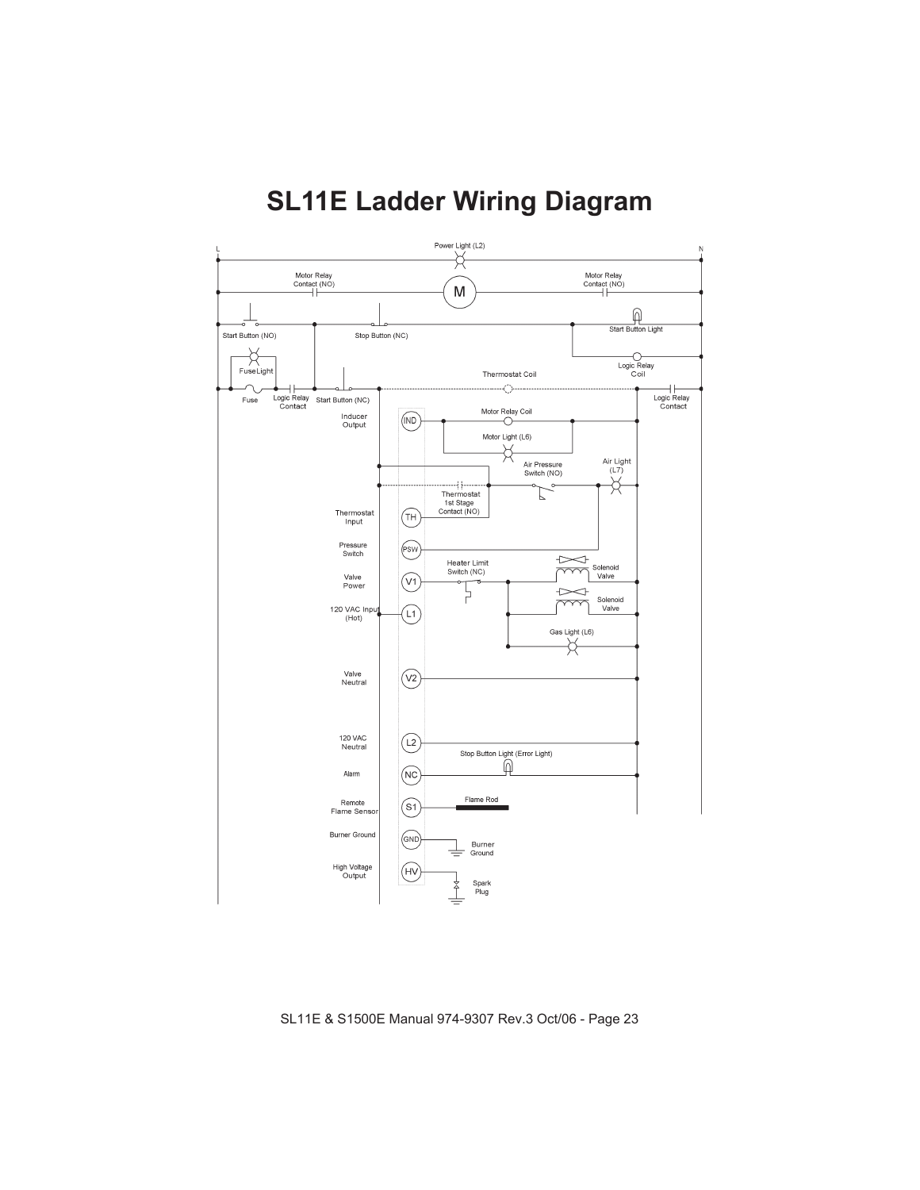# SL11E Ladder Wiring Diagram

L

N

Power Light (L2)

Motor Relay Contact (NO)

M

Motor Relay Contact (NO)

Start Button (NO)

Stop Button (NC)

Start Button Light

Logic Relay Coil

FuseLight

Fuse

Logic Relay Contact

Start Button (NC)

Thermostat Coil

Logic Relay Contact

Inducer Output

IND

Motor Relay Coil

Motor Light (L6)

Air Pressure Switch (NO)

Air Light (L7)

Thermostat 1st Stage Contact (NO)

Thermostat Input

TH

Pressure Switch

PSW

Heater Limit Switch (NC)

Solenoid Valve

Valve Power

V1

Solenoid Valve

120 VAC Input (Hot)

L1

Gas Light (L6)

Valve Neutral

V2

120 VAC Neutral

L2

Stop Button Light (Error Light)

Alarm

NC

Remote Flame Sensor

S1

Flame Rod

Burner Ground

GND

Burner Ground

High Voltage Output

HV

Spark Plug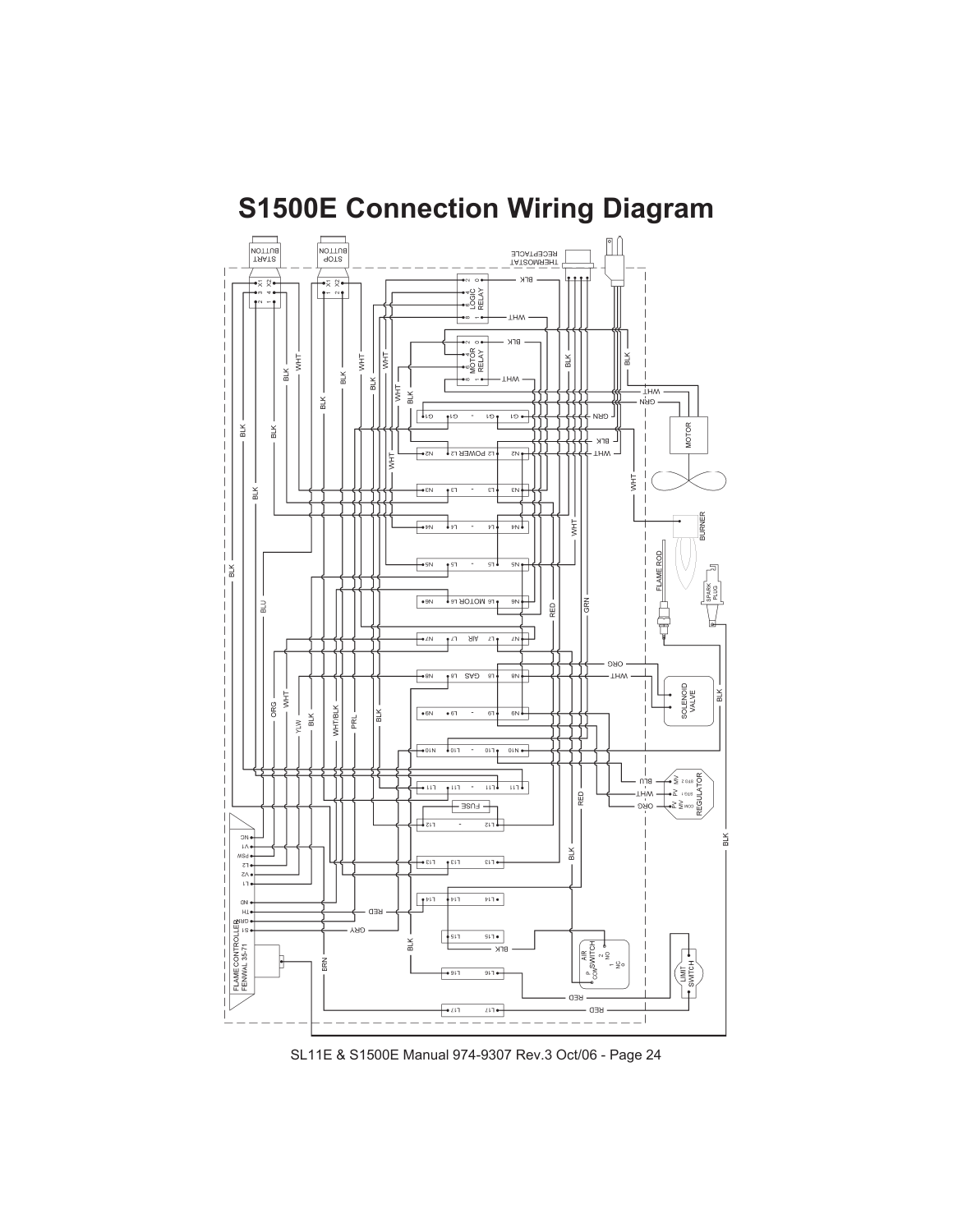# S1500E Connection Wiring Diagram

SL11E & S1500E Manual 974-9307 Rev.3 Oct/06 - Page 24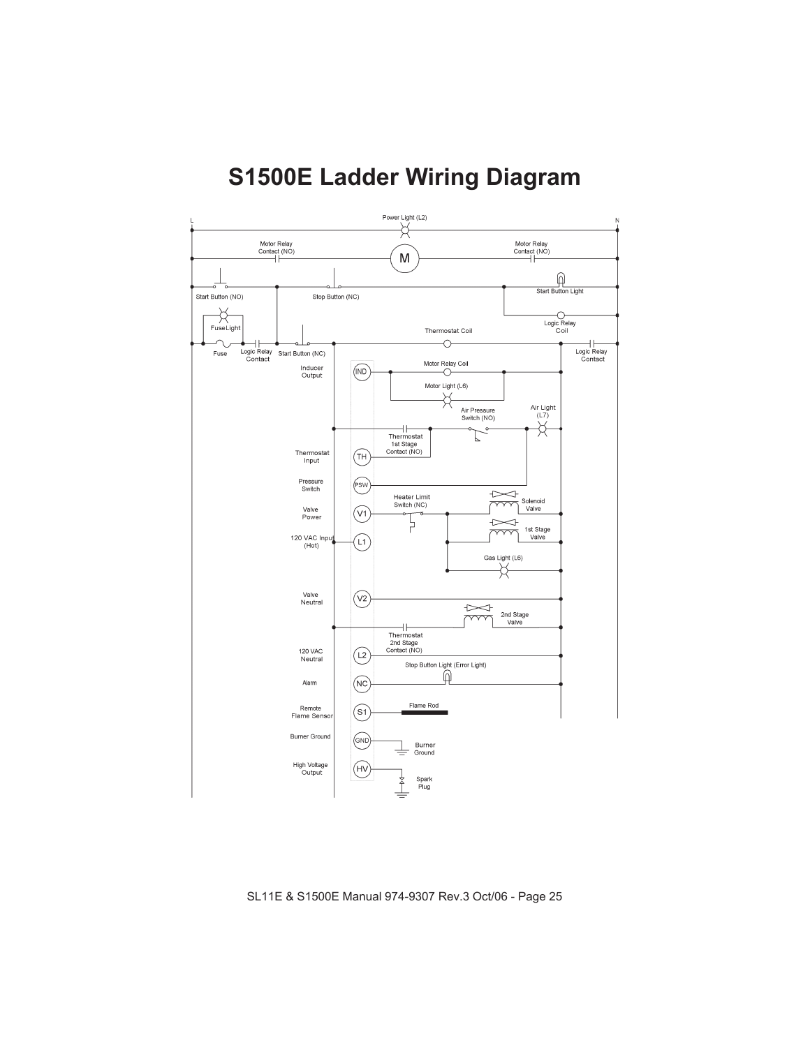# S1500E Ladder Wiring Diagram

L

N

Power Light (L2)

Motor Relay Contact (NO)

M

Motor Relay Contact (NO)

Start Button (NO)

Stop Button (NC)

Start Button Light

Logic Relay Coil

FuseLight

Thermostat Coil

Fuse

Logic Relay Contact

Start Button (NC)

Logic Relay Contact

Inducer Output

IND

Motor Relay Coil

Motor Light (L6)

Air Pressure Switch (NO)

Air Light (L7)

Thermostat 1st Stage Contact (NO)

Thermostat Input

TH

Pressure Switch

PSW

Heater Limit Switch (NC)

Solenoid Valve

Valve Power

V1

1st Stage Valve

120 VAC Input (Hot)

L1

Gas Light (L6)

Valve Neutral

V2

2nd Stage Valve

Thermostat 2nd Stage Contact (NO)

120 VAC Neutral

L2

Stop Button Light (Error Light)

Alarm

NC

Remote Flame Sensor

S1

Flame Rod

Burner Ground

GND

Burner Ground

High Voltage Output

HV

Spark Plug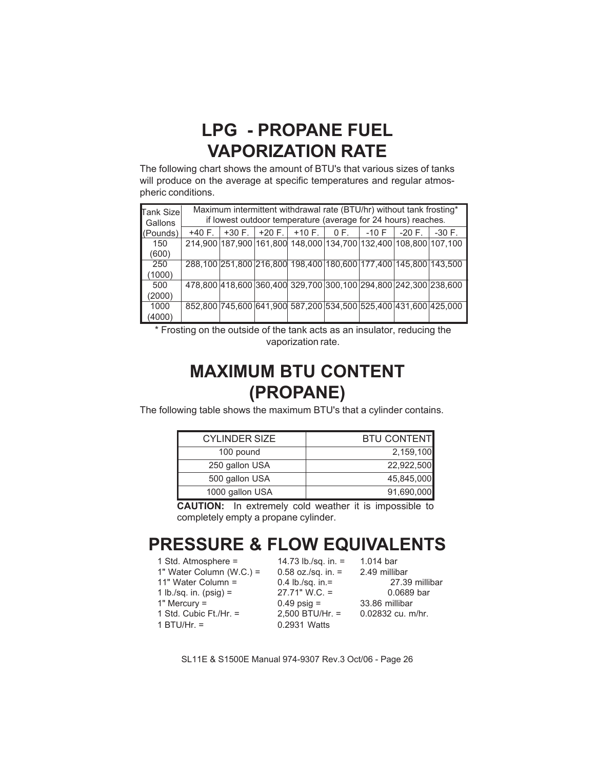# LPG - PROPANE FUEL VAPORIZATION RATE

The following chart shows the amount of BTU's that various sizes of tanks will produce on the average at specific temperatures and regular atmospheric conditions.

| Tank Size Gallons (Pounds) | Maximum intermittent withdrawal rate (BTU/hr) without tank frosting* if lowest outdoor temperature (average for 24 hours) reaches. | | | | | | | |
|---|---|---|---|---|---|---|---|---|
| | +40 F. | +30 F. | +20 F. | +10 F. | 0 F. | -10 F | -20 F. | -30 F. |
| 150 (600) | 214,900 | 187,900 | 161,800 | 148,000 | 134,700 | 132,400 | 108,800 | 107,100 |
| 250 (1000) | 288,100 | 251,800 | 216,800 | 198,400 | 180,600 | 177,400 | 145,800 | 143,500 |
| 500 (2000) | 478,800 | 418,600 | 360,400 | 329,700 | 300,100 | 294,800 | 242,300 | 238,600 |
| 1000 (4000) | 852,800 | 745,600 | 641,900 | 587,200 | 534,500 | 525,400 | 431,600 | 425,000 |

* Frosting on the outside of the tank acts as an insulator, reducing the vaporization rate.

# MAXIMUM BTU CONTENT (PROPANE)

The following table shows the maximum BTU's that a cylinder contains.

| CYLINDER SIZE | BTU CONTENT |
|---|---|
| 100 pound | 2,159,100 |
| 250 gallon USA | 22,922,500 |
| 500 gallon USA | 45,845,000 |
| 1000 gallon USA | 91,690,000 |

**CAUTION:** In extremely cold weather it is impossible to completely empty a propane cylinder.

# PRESSURE & FLOW EQUIVALENTS

| | | |
|---|---|---|
| 1 Std. Atmosphere = | 14.73 lb./sq. in. = | 1.014 bar |
| 1" Water Column (W.C.) = | 0.58 oz./sq. in. = | 2.49 millibar |
| 11" Water Column = | 0.4 lb./sq. in.= | 27.39 millibar |
| 1 lb./sq. in. (psig) = | 27.71" W.C. = | 0.0689 bar |
| 1" Mercury = | 0.49 psig = | 33.86 millibar |
| 1 Std. Cubic Ft./Hr. = | 2,500 BTU/Hr. = | 0.02832 cu. m/hr. |
| 1 BTU/Hr. = | 0.2931 Watts | |